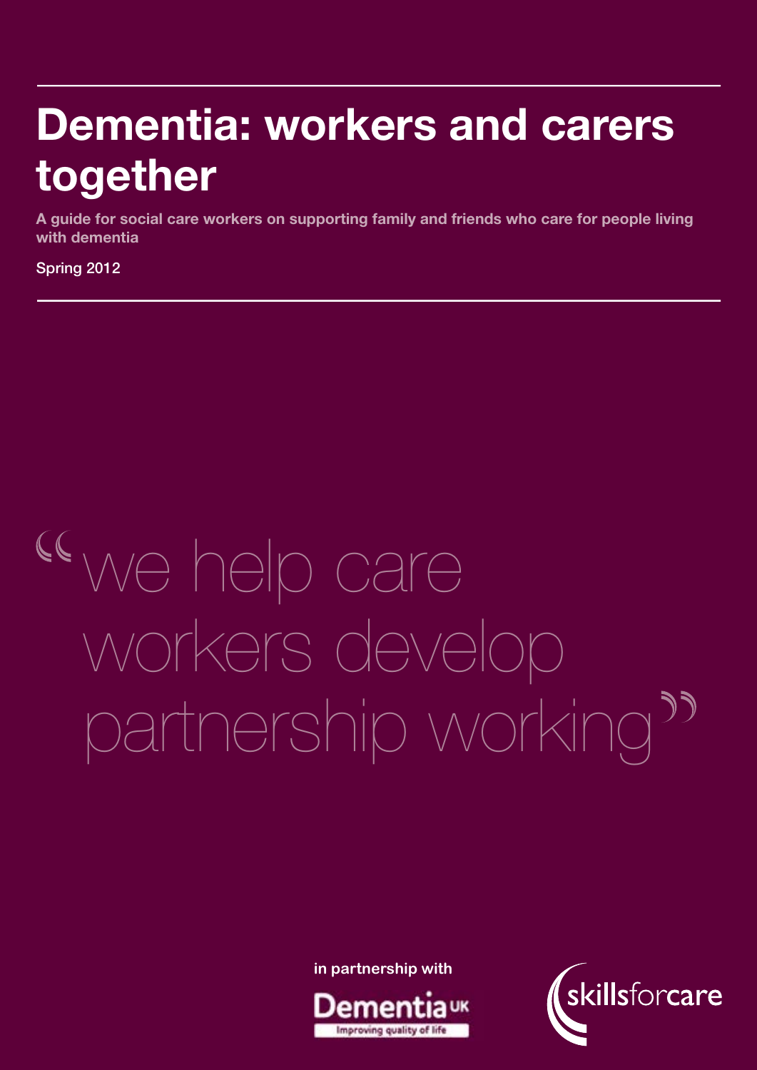# Dementia: workers and carers together

**A guide for social care workers on supporting family and friends who care for people living with dementia**

Spring 2012

"we help care workers develop partnership working"

in partnership with

Dementia UK
Improving quality of life

skillsforcare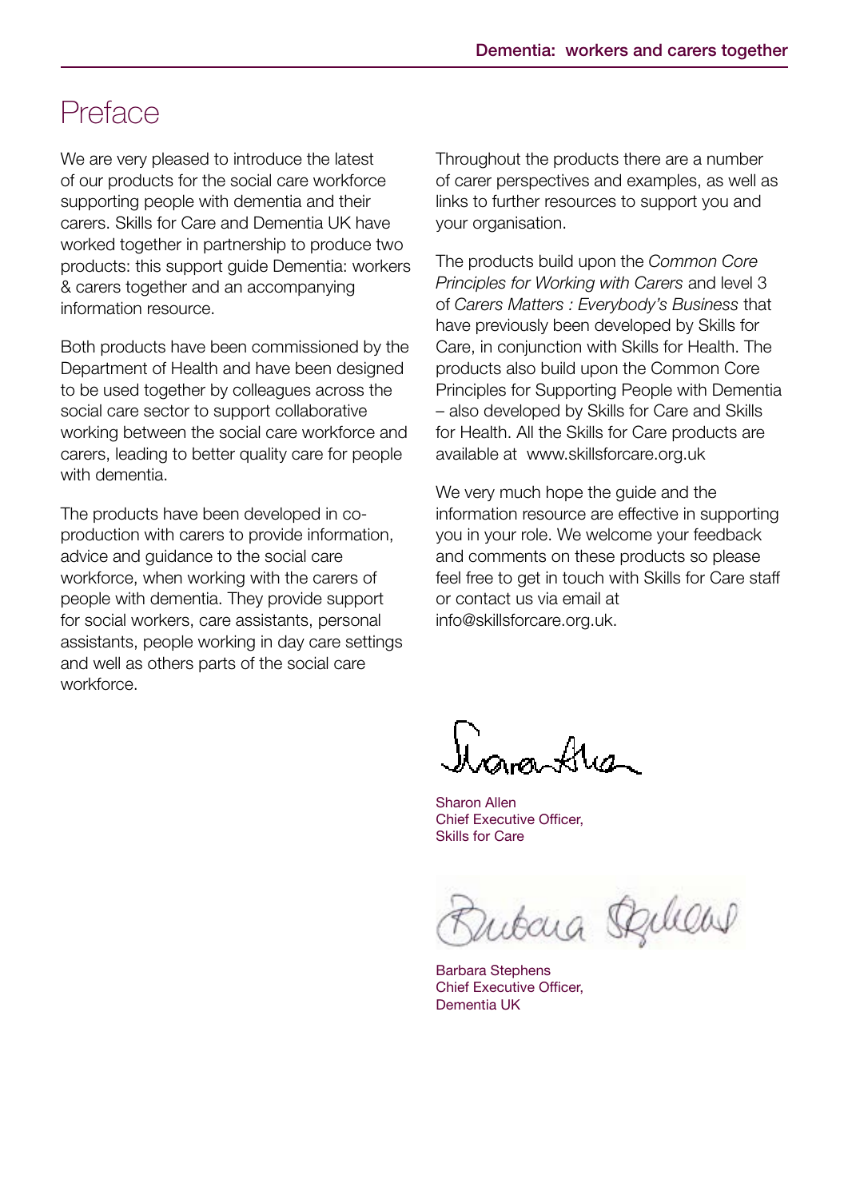# Preface

We are very pleased to introduce the latest of our products for the social care workforce supporting people with dementia and their carers. Skills for Care and Dementia UK have worked together in partnership to produce two products: this support guide Dementia: workers & carers together and an accompanying information resource.

Both products have been commissioned by the Department of Health and have been designed to be used together by colleagues across the social care sector to support collaborative working between the social care workforce and carers, leading to better quality care for people with dementia.

The products have been developed in co-production with carers to provide information, advice and guidance to the social care workforce, when working with the carers of people with dementia. They provide support for social workers, care assistants, personal assistants, people working in day care settings and well as others parts of the social care workforce.

Throughout the products there are a number of carer perspectives and examples, as well as links to further resources to support you and your organisation.

The products build upon the *Common Core Principles for Working with Carers* and level 3 of *Carers Matters : Everybody's Business* that have previously been developed by Skills for Care, in conjunction with Skills for Health. The products also build upon the Common Core Principles for Supporting People with Dementia – also developed by Skills for Care and Skills for Health. All the Skills for Care products are available at www.skillsforcare.org.uk

We very much hope the guide and the information resource are effective in supporting you in your role. We welcome your feedback and comments on these products so please feel free to get in touch with Skills for Care staff or contact us via email at info@skillsforcare.org.uk.

Sharon Allen
Chief Executive Officer,
Skills for Care

Barbara Stephens
Chief Executive Officer,
Dementia UK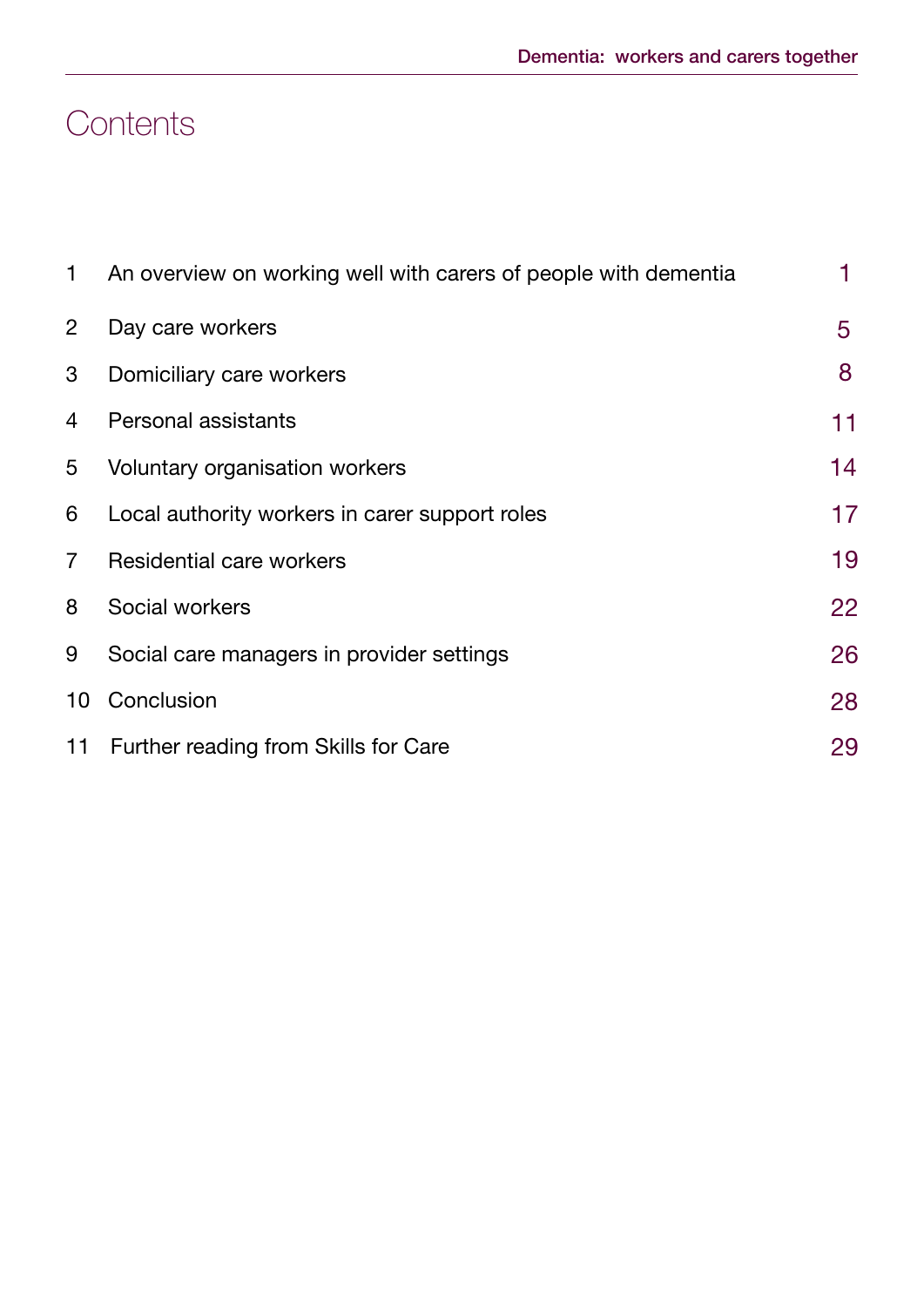# Contents

| | | |
|---|---|---|
| 1 | An overview on working well with carers of people with dementia | 1 |
| 2 | Day care workers | 5 |
| 3 | Domiciliary care workers | 8 |
| 4 | Personal assistants | 11 |
| 5 | Voluntary organisation workers | 14 |
| 6 | Local authority workers in carer support roles | 17 |
| 7 | Residential care workers | 19 |
| 8 | Social workers | 22 |
| 9 | Social care managers in provider settings | 26 |
| 10 | Conclusion | 28 |
| 11 | Further reading from Skills for Care | 29 |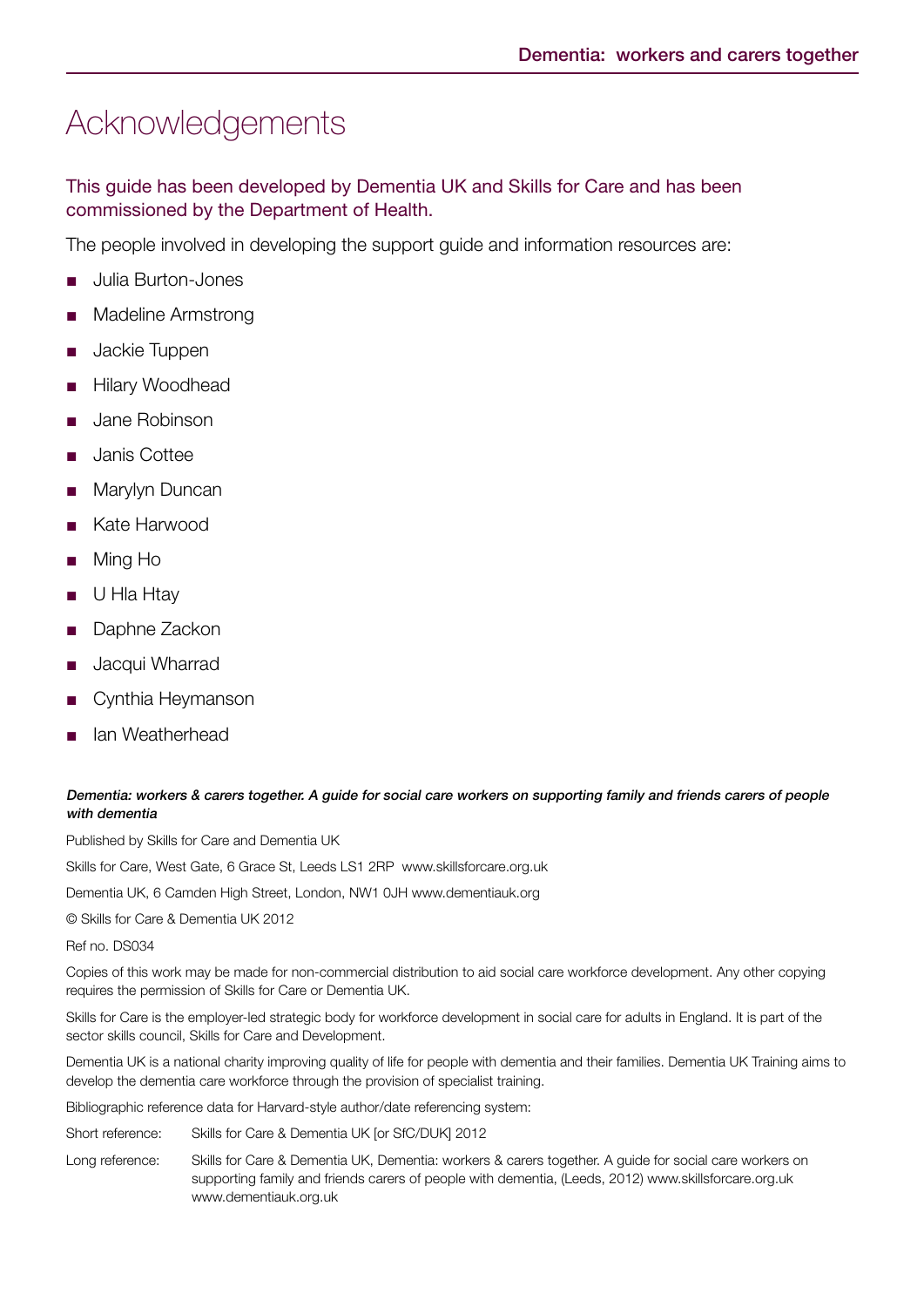# Acknowledgements

This guide has been developed by Dementia UK and Skills for Care and has been commissioned by the Department of Health.

The people involved in developing the support guide and information resources are:

- Julia Burton-Jones
- Madeline Armstrong
- Jackie Tuppen
- Hilary Woodhead
- Jane Robinson
- Janis Cottee
- Marylyn Duncan
- Kate Harwood
- Ming Ho
- U Hla Htay
- Daphne Zackon
- Jacqui Wharrad
- Cynthia Heymanson
- Ian Weatherhead

***Dementia: workers & carers together. A guide for social care workers on supporting family and friends carers of people with dementia***

Published by Skills for Care and Dementia UK

Skills for Care, West Gate, 6 Grace St, Leeds LS1 2RP www.skillsforcare.org.uk

Dementia UK, 6 Camden High Street, London, NW1 0JH www.dementiauk.org

© Skills for Care & Dementia UK 2012

Ref no. DS034

Copies of this work may be made for non-commercial distribution to aid social care workforce development. Any other copying requires the permission of Skills for Care or Dementia UK.

Skills for Care is the employer-led strategic body for workforce development in social care for adults in England. It is part of the sector skills council, Skills for Care and Development.

Dementia UK is a national charity improving quality of life for people with dementia and their families. Dementia UK Training aims to develop the dementia care workforce through the provision of specialist training.

Bibliographic reference data for Harvard-style author/date referencing system:

Short reference: Skills for Care & Dementia UK [or SfC/DUK] 2012

Long reference: Skills for Care & Dementia UK, Dementia: workers & carers together. A guide for social care workers on supporting family and friends carers of people with dementia, (Leeds, 2012) www.skillsforcare.org.uk www.dementiauk.org.uk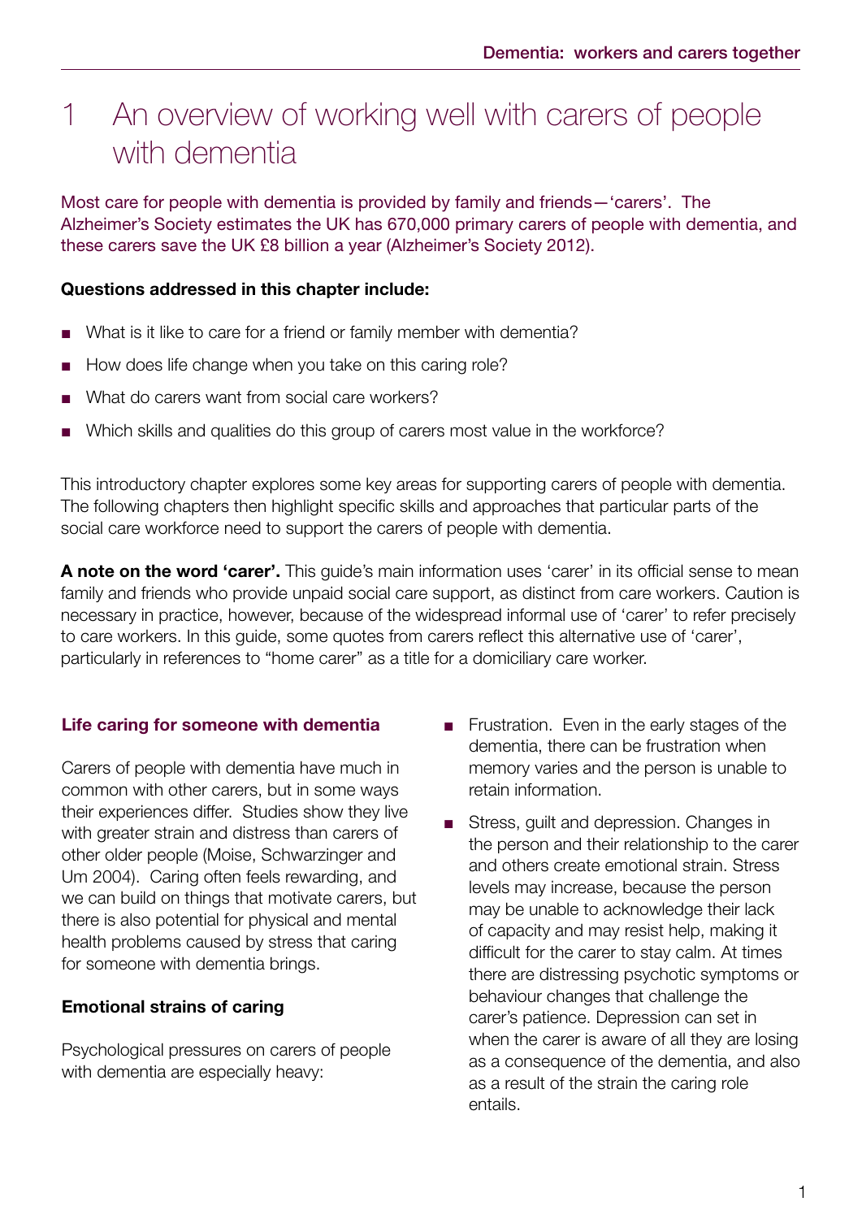# 1 An overview of working well with carers of people with dementia

Most care for people with dementia is provided by family and friends—'carers'. The Alzheimer's Society estimates the UK has 670,000 primary carers of people with dementia, and these carers save the UK £8 billion a year (Alzheimer's Society 2012).

**Questions addressed in this chapter include:**

- What is it like to care for a friend or family member with dementia?
- How does life change when you take on this caring role?
- What do carers want from social care workers?
- Which skills and qualities do this group of carers most value in the workforce?

This introductory chapter explores some key areas for supporting carers of people with dementia. The following chapters then highlight specific skills and approaches that particular parts of the social care workforce need to support the carers of people with dementia.

**A note on the word 'carer'.** This guide's main information uses 'carer' in its official sense to mean family and friends who provide unpaid social care support, as distinct from care workers. Caution is necessary in practice, however, because of the widespread informal use of 'carer' to refer precisely to care workers. In this guide, some quotes from carers reflect this alternative use of 'carer', particularly in references to "home carer" as a title for a domiciliary care worker.

## Life caring for someone with dementia

Carers of people with dementia have much in common with other carers, but in some ways their experiences differ. Studies show they live with greater strain and distress than carers of other older people (Moise, Schwarzinger and Um 2004). Caring often feels rewarding, and we can build on things that motivate carers, but there is also potential for physical and mental health problems caused by stress that caring for someone with dementia brings.

### Emotional strains of caring

Psychological pressures on carers of people with dementia are especially heavy:

- Frustration. Even in the early stages of the dementia, there can be frustration when memory varies and the person is unable to retain information.
- Stress, guilt and depression. Changes in the person and their relationship to the carer and others create emotional strain. Stress levels may increase, because the person may be unable to acknowledge their lack of capacity and may resist help, making it difficult for the carer to stay calm. At times there are distressing psychotic symptoms or behaviour changes that challenge the carer's patience. Depression can set in when the carer is aware of all they are losing as a consequence of the dementia, and also as a result of the strain the caring role entails.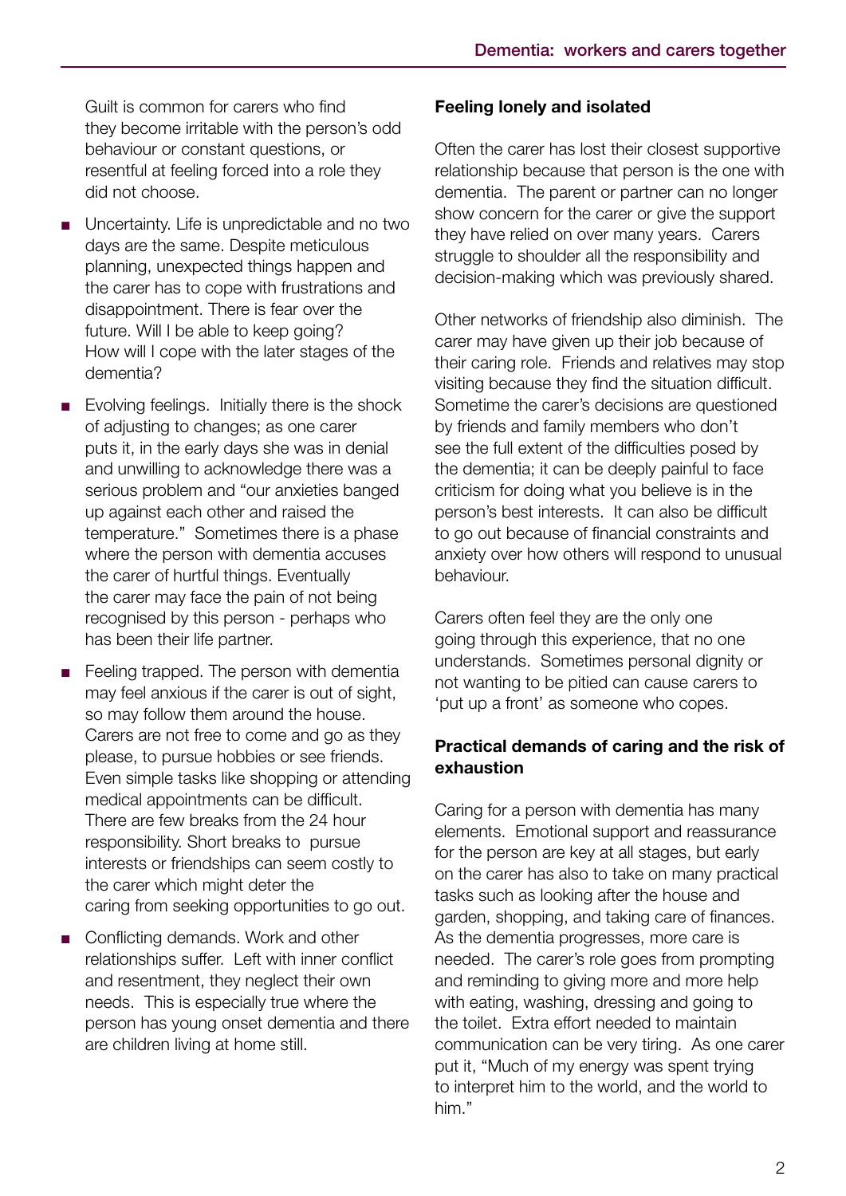Guilt is common for carers who find they become irritable with the person's odd behaviour or constant questions, or resentful at feeling forced into a role they did not choose.

- Uncertainty. Life is unpredictable and no two days are the same. Despite meticulous planning, unexpected things happen and the carer has to cope with frustrations and disappointment. There is fear over the future. Will I be able to keep going? How will I cope with the later stages of the dementia?
- Evolving feelings. Initially there is the shock of adjusting to changes; as one carer puts it, in the early days she was in denial and unwilling to acknowledge there was a serious problem and "our anxieties banged up against each other and raised the temperature." Sometimes there is a phase where the person with dementia accuses the carer of hurtful things. Eventually the carer may face the pain of not being recognised by this person - perhaps who has been their life partner.
- Feeling trapped. The person with dementia may feel anxious if the carer is out of sight, so may follow them around the house. Carers are not free to come and go as they please, to pursue hobbies or see friends. Even simple tasks like shopping or attending medical appointments can be difficult. There are few breaks from the 24 hour responsibility. Short breaks to pursue interests or friendships can seem costly to the carer which might deter the caring from seeking opportunities to go out.
- Conflicting demands. Work and other relationships suffer. Left with inner conflict and resentment, they neglect their own needs. This is especially true where the person has young onset dementia and there are children living at home still.

**Feeling lonely and isolated**

Often the carer has lost their closest supportive relationship because that person is the one with dementia. The parent or partner can no longer show concern for the carer or give the support they have relied on over many years. Carers struggle to shoulder all the responsibility and decision-making which was previously shared.

Other networks of friendship also diminish. The carer may have given up their job because of their caring role. Friends and relatives may stop visiting because they find the situation difficult. Sometime the carer's decisions are questioned by friends and family members who don't see the full extent of the difficulties posed by the dementia; it can be deeply painful to face criticism for doing what you believe is in the person's best interests. It can also be difficult to go out because of financial constraints and anxiety over how others will respond to unusual behaviour.

Carers often feel they are the only one going through this experience, that no one understands. Sometimes personal dignity or not wanting to be pitied can cause carers to 'put up a front' as someone who copes.

**Practical demands of caring and the risk of exhaustion**

Caring for a person with dementia has many elements. Emotional support and reassurance for the person are key at all stages, but early on the carer has also to take on many practical tasks such as looking after the house and garden, shopping, and taking care of finances. As the dementia progresses, more care is needed. The carer's role goes from prompting and reminding to giving more and more help with eating, washing, dressing and going to the toilet. Extra effort needed to maintain communication can be very tiring. As one carer put it, "Much of my energy was spent trying to interpret him to the world, and the world to him."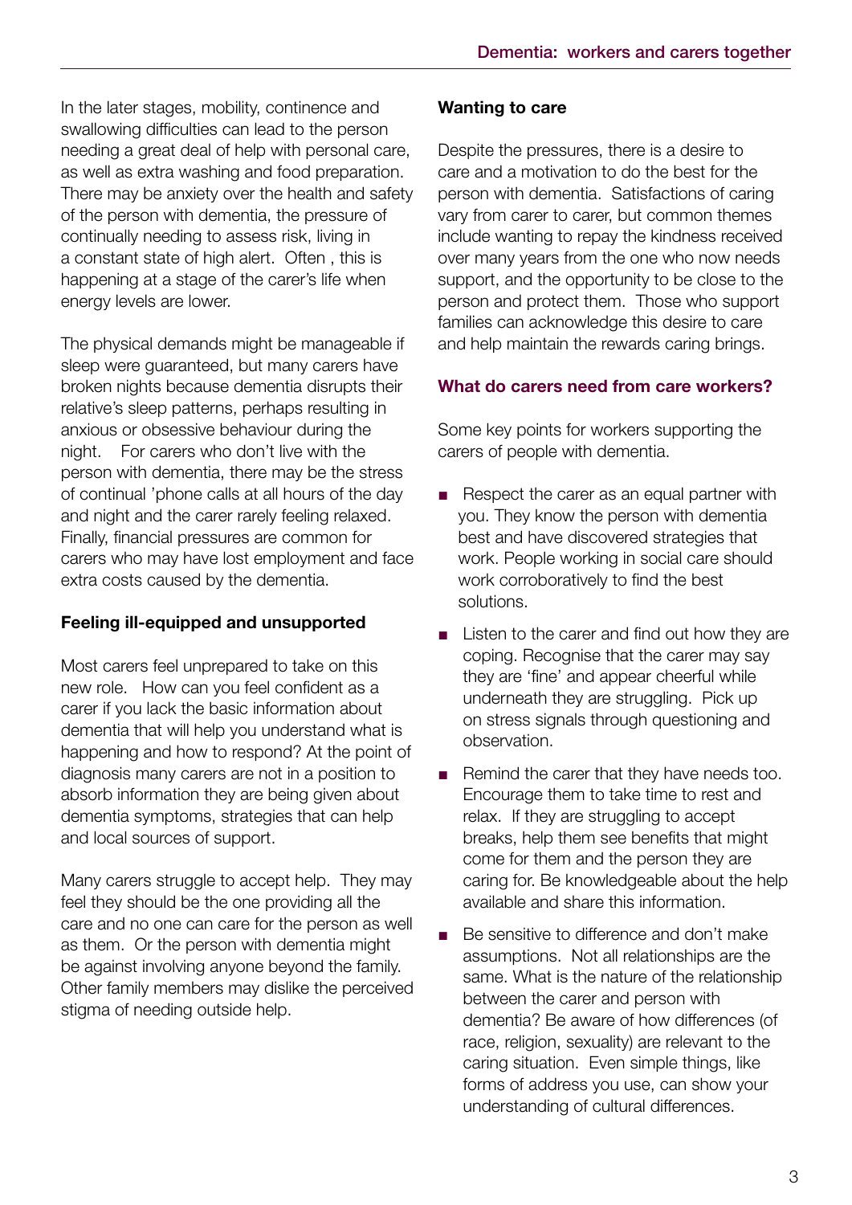In the later stages, mobility, continence and swallowing difficulties can lead to the person needing a great deal of help with personal care, as well as extra washing and food preparation. There may be anxiety over the health and safety of the person with dementia, the pressure of continually needing to assess risk, living in a constant state of high alert. Often , this is happening at a stage of the carer's life when energy levels are lower.

The physical demands might be manageable if sleep were guaranteed, but many carers have broken nights because dementia disrupts their relative's sleep patterns, perhaps resulting in anxious or obsessive behaviour during the night. For carers who don't live with the person with dementia, there may be the stress of continual 'phone calls at all hours of the day and night and the carer rarely feeling relaxed. Finally, financial pressures are common for carers who may have lost employment and face extra costs caused by the dementia.

**Feeling ill-equipped and unsupported**

Most carers feel unprepared to take on this new role. How can you feel confident as a carer if you lack the basic information about dementia that will help you understand what is happening and how to respond? At the point of diagnosis many carers are not in a position to absorb information they are being given about dementia symptoms, strategies that can help and local sources of support.

Many carers struggle to accept help. They may feel they should be the one providing all the care and no one can care for the person as well as them. Or the person with dementia might be against involving anyone beyond the family. Other family members may dislike the perceived stigma of needing outside help.

**Wanting to care**

Despite the pressures, there is a desire to care and a motivation to do the best for the person with dementia. Satisfactions of caring vary from carer to carer, but common themes include wanting to repay the kindness received over many years from the one who now needs support, and the opportunity to be close to the person and protect them. Those who support families can acknowledge this desire to care and help maintain the rewards caring brings.

### What do carers need from care workers?

Some key points for workers supporting the carers of people with dementia.

- Respect the carer as an equal partner with you. They know the person with dementia best and have discovered strategies that work. People working in social care should work corroboratively to find the best solutions.
- Listen to the carer and find out how they are coping. Recognise that the carer may say they are 'fine' and appear cheerful while underneath they are struggling. Pick up on stress signals through questioning and observation.
- Remind the carer that they have needs too. Encourage them to take time to rest and relax. If they are struggling to accept breaks, help them see benefits that might come for them and the person they are caring for. Be knowledgeable about the help available and share this information.
- Be sensitive to difference and don't make assumptions. Not all relationships are the same. What is the nature of the relationship between the carer and person with dementia? Be aware of how differences (of race, religion, sexuality) are relevant to the caring situation. Even simple things, like forms of address you use, can show your understanding of cultural differences.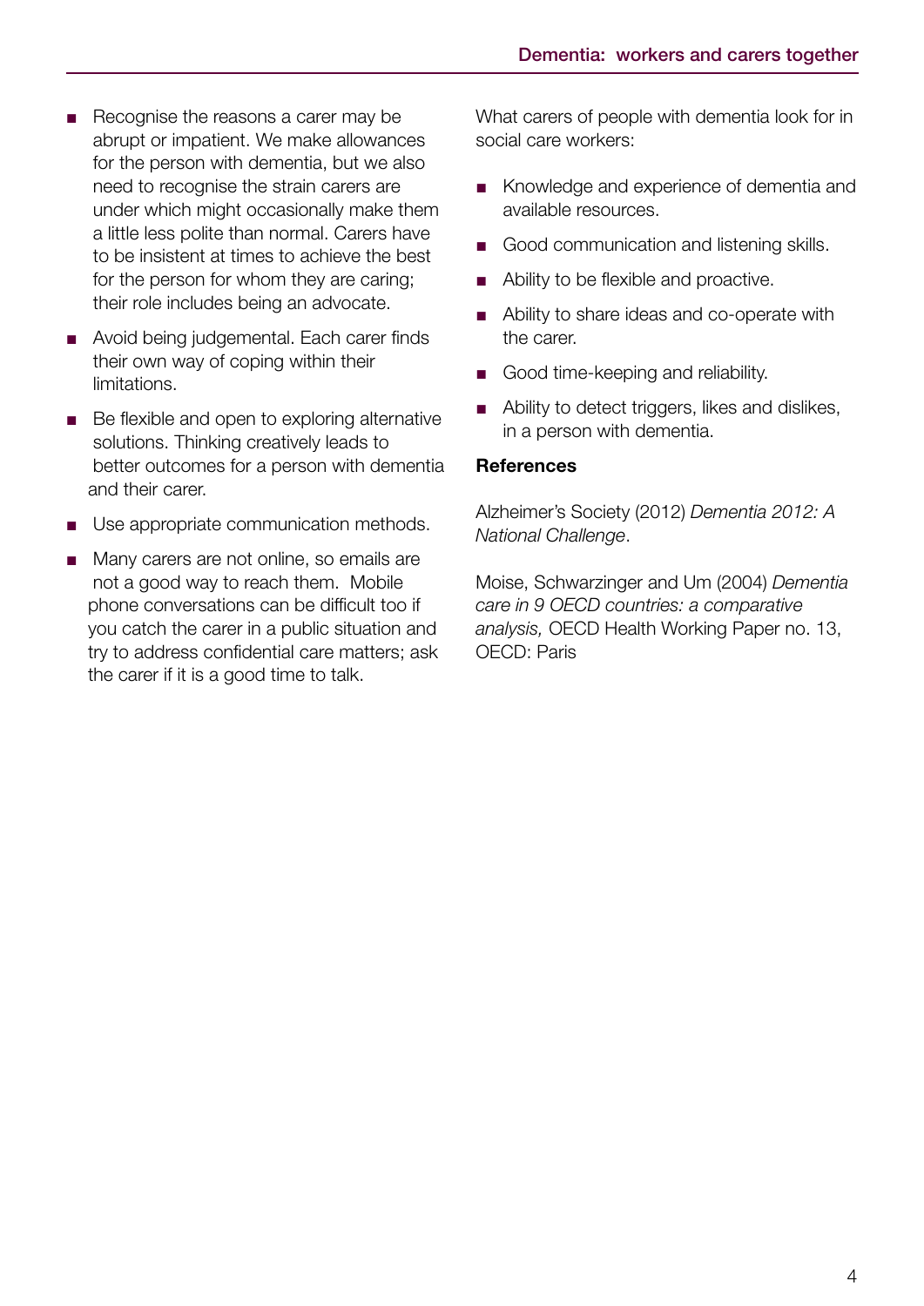- Recognise the reasons a carer may be abrupt or impatient. We make allowances for the person with dementia, but we also need to recognise the strain carers are under which might occasionally make them a little less polite than normal. Carers have to be insistent at times to achieve the best for the person for whom they are caring; their role includes being an advocate.
- Avoid being judgemental. Each carer finds their own way of coping within their limitations.
- Be flexible and open to exploring alternative solutions. Thinking creatively leads to better outcomes for a person with dementia and their carer.
- Use appropriate communication methods.
- Many carers are not online, so emails are not a good way to reach them. Mobile phone conversations can be difficult too if you catch the carer in a public situation and try to address confidential care matters; ask the carer if it is a good time to talk.

What carers of people with dementia look for in social care workers:

- Knowledge and experience of dementia and available resources.
- Good communication and listening skills.
- Ability to be flexible and proactive.
- Ability to share ideas and co-operate with the carer.
- Good time-keeping and reliability.
- Ability to detect triggers, likes and dislikes, in a person with dementia.

**References**

Alzheimer's Society (2012) *Dementia 2012: A National Challenge*.

Moise, Schwarzinger and Um (2004) *Dementia care in 9 OECD countries: a comparative analysis,* OECD Health Working Paper no. 13, OECD: Paris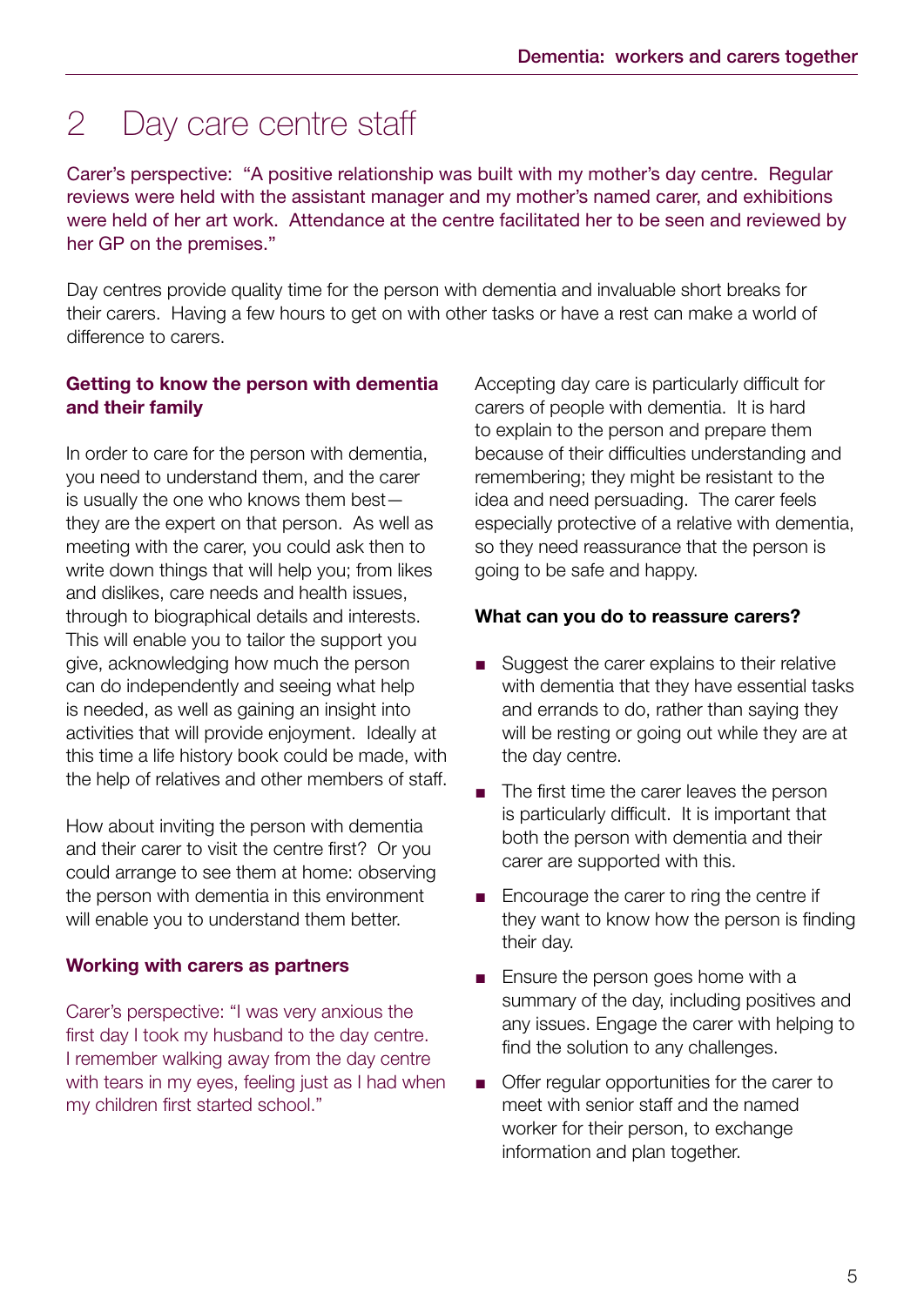# 2 Day care centre staff

Carer's perspective: "A positive relationship was built with my mother's day centre. Regular reviews were held with the assistant manager and my mother's named carer, and exhibitions were held of her art work. Attendance at the centre facilitated her to be seen and reviewed by her GP on the premises."

Day centres provide quality time for the person with dementia and invaluable short breaks for their carers. Having a few hours to get on with other tasks or have a rest can make a world of difference to carers.

### Getting to know the person with dementia and their family

In order to care for the person with dementia, you need to understand them, and the carer is usually the one who knows them best—they are the expert on that person. As well as meeting with the carer, you could ask then to write down things that will help you; from likes and dislikes, care needs and health issues, through to biographical details and interests. This will enable you to tailor the support you give, acknowledging how much the person can do independently and seeing what help is needed, as well as gaining an insight into activities that will provide enjoyment. Ideally at this time a life history book could be made, with the help of relatives and other members of staff.

How about inviting the person with dementia and their carer to visit the centre first? Or you could arrange to see them at home: observing the person with dementia in this environment will enable you to understand them better.

### Working with carers as partners

Carer's perspective: "I was very anxious the first day I took my husband to the day centre. I remember walking away from the day centre with tears in my eyes, feeling just as I had when my children first started school."

Accepting day care is particularly difficult for carers of people with dementia. It is hard to explain to the person and prepare them because of their difficulties understanding and remembering; they might be resistant to the idea and need persuading. The carer feels especially protective of a relative with dementia, so they need reassurance that the person is going to be safe and happy.

**What can you do to reassure carers?**

- Suggest the carer explains to their relative with dementia that they have essential tasks and errands to do, rather than saying they will be resting or going out while they are at the day centre.
- The first time the carer leaves the person is particularly difficult. It is important that both the person with dementia and their carer are supported with this.
- Encourage the carer to ring the centre if they want to know how the person is finding their day.
- Ensure the person goes home with a summary of the day, including positives and any issues. Engage the carer with helping to find the solution to any challenges.
- Offer regular opportunities for the carer to meet with senior staff and the named worker for their person, to exchange information and plan together.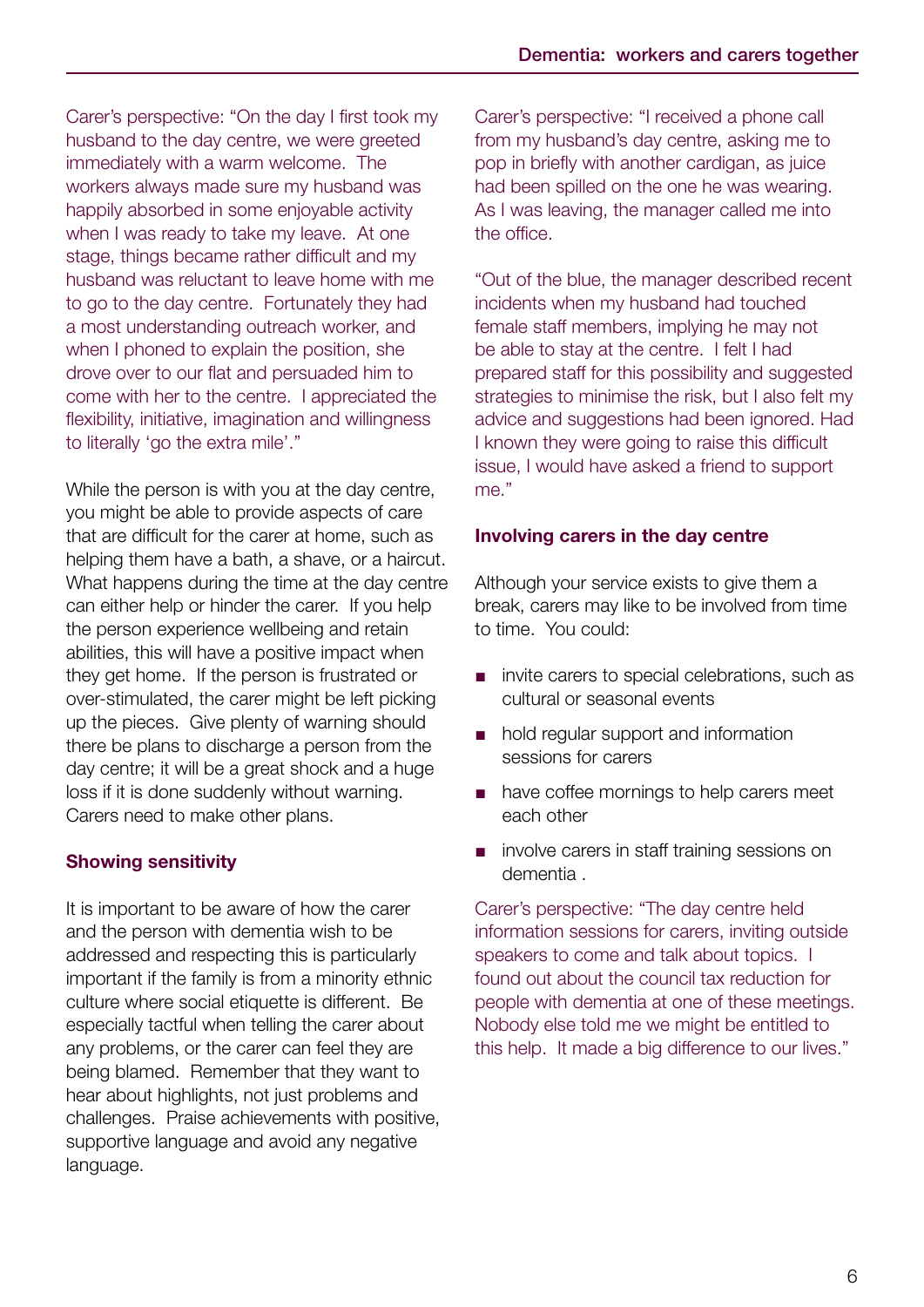Carer's perspective: "On the day I first took my husband to the day centre, we were greeted immediately with a warm welcome. The workers always made sure my husband was happily absorbed in some enjoyable activity when I was ready to take my leave. At one stage, things became rather difficult and my husband was reluctant to leave home with me to go to the day centre. Fortunately they had a most understanding outreach worker, and when I phoned to explain the position, she drove over to our flat and persuaded him to come with her to the centre. I appreciated the flexibility, initiative, imagination and willingness to literally 'go the extra mile'."

While the person is with you at the day centre, you might be able to provide aspects of care that are difficult for the carer at home, such as helping them have a bath, a shave, or a haircut. What happens during the time at the day centre can either help or hinder the carer. If you help the person experience wellbeing and retain abilities, this will have a positive impact when they get home. If the person is frustrated or over-stimulated, the carer might be left picking up the pieces. Give plenty of warning should there be plans to discharge a person from the day centre; it will be a great shock and a huge loss if it is done suddenly without warning. Carers need to make other plans.

## Showing sensitivity

It is important to be aware of how the carer and the person with dementia wish to be addressed and respecting this is particularly important if the family is from a minority ethnic culture where social etiquette is different. Be especially tactful when telling the carer about any problems, or the carer can feel they are being blamed. Remember that they want to hear about highlights, not just problems and challenges. Praise achievements with positive, supportive language and avoid any negative language.

Carer's perspective: "I received a phone call from my husband's day centre, asking me to pop in briefly with another cardigan, as juice had been spilled on the one he was wearing. As I was leaving, the manager called me into the office.

"Out of the blue, the manager described recent incidents when my husband had touched female staff members, implying he may not be able to stay at the centre. I felt I had prepared staff for this possibility and suggested strategies to minimise the risk, but I also felt my advice and suggestions had been ignored. Had I known they were going to raise this difficult issue, I would have asked a friend to support me."

## Involving carers in the day centre

Although your service exists to give them a break, carers may like to be involved from time to time. You could:

- invite carers to special celebrations, such as cultural or seasonal events
- hold regular support and information sessions for carers
- have coffee mornings to help carers meet each other
- involve carers in staff training sessions on dementia .

Carer's perspective: "The day centre held information sessions for carers, inviting outside speakers to come and talk about topics. I found out about the council tax reduction for people with dementia at one of these meetings. Nobody else told me we might be entitled to this help. It made a big difference to our lives."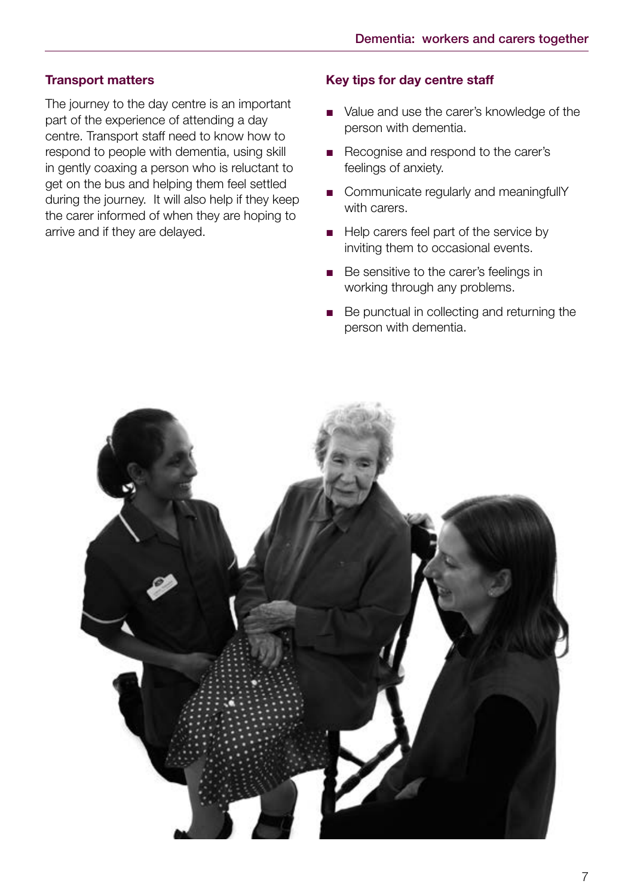## Transport matters

The journey to the day centre is an important part of the experience of attending a day centre. Transport staff need to know how to respond to people with dementia, using skill in gently coaxing a person who is reluctant to get on the bus and helping them feel settled during the journey. It will also help if they keep the carer informed of when they are hoping to arrive and if they are delayed.

## Key tips for day centre staff

- Value and use the carer's knowledge of the person with dementia.
- Recognise and respond to the carer's feelings of anxiety.
- Communicate regularly and meaningfullY with carers.
- Help carers feel part of the service by inviting them to occasional events.
- Be sensitive to the carer's feelings in working through any problems.
- Be punctual in collecting and returning the person with dementia.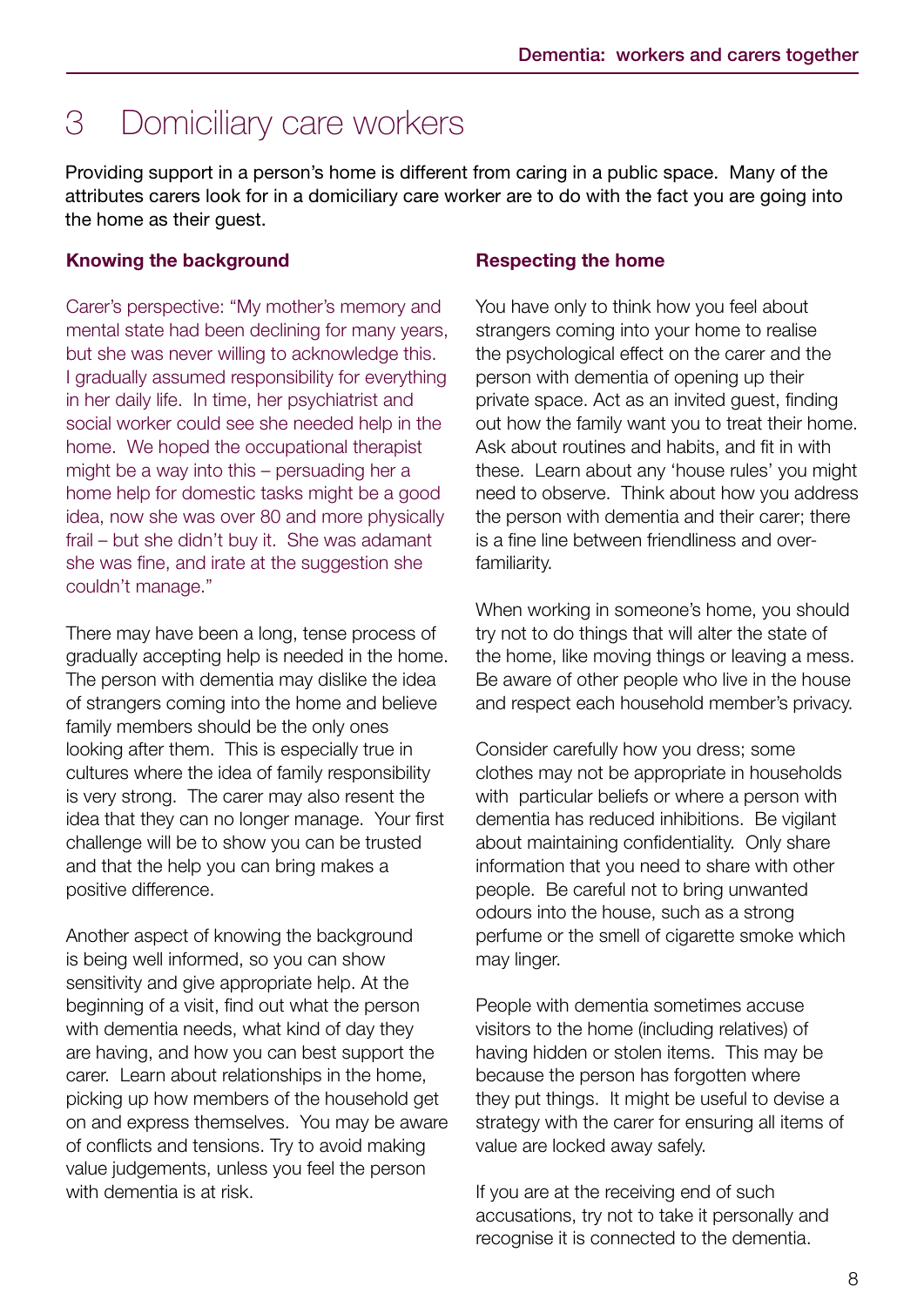# 3 Domiciliary care workers

Providing support in a person's home is different from caring in a public space. Many of the attributes carers look for in a domiciliary care worker are to do with the fact you are going into the home as their guest.

### Knowing the background

Carer's perspective: "My mother's memory and mental state had been declining for many years, but she was never willing to acknowledge this. I gradually assumed responsibility for everything in her daily life. In time, her psychiatrist and social worker could see she needed help in the home. We hoped the occupational therapist might be a way into this – persuading her a home help for domestic tasks might be a good idea, now she was over 80 and more physically frail – but she didn't buy it. She was adamant she was fine, and irate at the suggestion she couldn't manage."

There may have been a long, tense process of gradually accepting help is needed in the home. The person with dementia may dislike the idea of strangers coming into the home and believe family members should be the only ones looking after them. This is especially true in cultures where the idea of family responsibility is very strong. The carer may also resent the idea that they can no longer manage. Your first challenge will be to show you can be trusted and that the help you can bring makes a positive difference.

Another aspect of knowing the background is being well informed, so you can show sensitivity and give appropriate help. At the beginning of a visit, find out what the person with dementia needs, what kind of day they are having, and how you can best support the carer. Learn about relationships in the home, picking up how members of the household get on and express themselves. You may be aware of conflicts and tensions. Try to avoid making value judgements, unless you feel the person with dementia is at risk.

### Respecting the home

You have only to think how you feel about strangers coming into your home to realise the psychological effect on the carer and the person with dementia of opening up their private space. Act as an invited guest, finding out how the family want you to treat their home. Ask about routines and habits, and fit in with these. Learn about any 'house rules' you might need to observe. Think about how you address the person with dementia and their carer; there is a fine line between friendliness and over-familiarity.

When working in someone's home, you should try not to do things that will alter the state of the home, like moving things or leaving a mess. Be aware of other people who live in the house and respect each household member's privacy.

Consider carefully how you dress; some clothes may not be appropriate in households with particular beliefs or where a person with dementia has reduced inhibitions. Be vigilant about maintaining confidentiality. Only share information that you need to share with other people. Be careful not to bring unwanted odours into the house, such as a strong perfume or the smell of cigarette smoke which may linger.

People with dementia sometimes accuse visitors to the home (including relatives) of having hidden or stolen items. This may be because the person has forgotten where they put things. It might be useful to devise a strategy with the carer for ensuring all items of value are locked away safely.

If you are at the receiving end of such accusations, try not to take it personally and recognise it is connected to the dementia.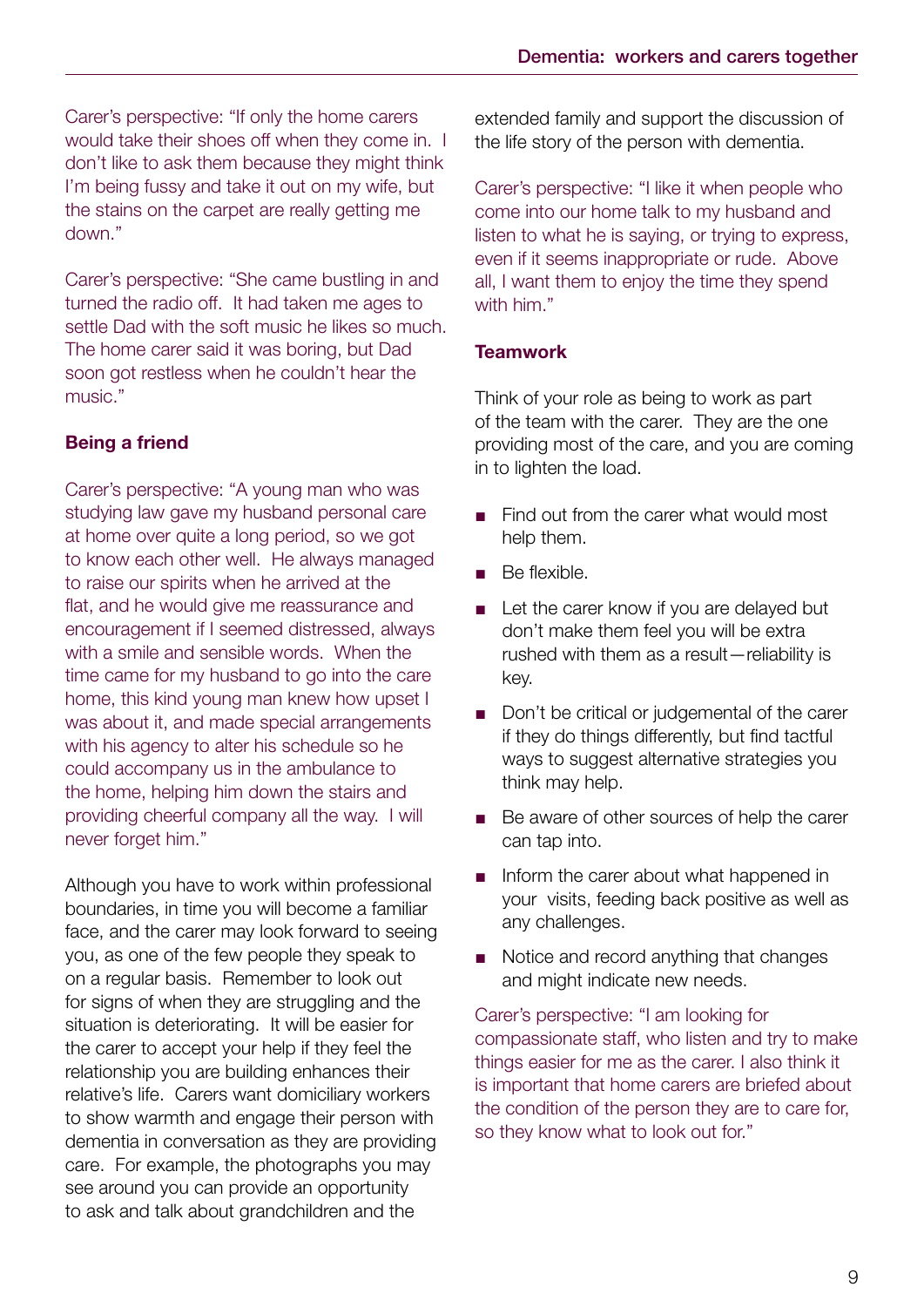Carer's perspective: "If only the home carers would take their shoes off when they come in. I don't like to ask them because they might think I'm being fussy and take it out on my wife, but the stains on the carpet are really getting me down."

Carer's perspective: "She came bustling in and turned the radio off. It had taken me ages to settle Dad with the soft music he likes so much. The home carer said it was boring, but Dad soon got restless when he couldn't hear the music."

### Being a friend

Carer's perspective: "A young man who was studying law gave my husband personal care at home over quite a long period, so we got to know each other well. He always managed to raise our spirits when he arrived at the flat, and he would give me reassurance and encouragement if I seemed distressed, always with a smile and sensible words. When the time came for my husband to go into the care home, this kind young man knew how upset I was about it, and made special arrangements with his agency to alter his schedule so he could accompany us in the ambulance to the home, helping him down the stairs and providing cheerful company all the way. I will never forget him."

Although you have to work within professional boundaries, in time you will become a familiar face, and the carer may look forward to seeing you, as one of the few people they speak to on a regular basis. Remember to look out for signs of when they are struggling and the situation is deteriorating. It will be easier for the carer to accept your help if they feel the relationship you are building enhances their relative's life. Carers want domiciliary workers to show warmth and engage their person with dementia in conversation as they are providing care. For example, the photographs you may see around you can provide an opportunity to ask and talk about grandchildren and the extended family and support the discussion of the life story of the person with dementia.

Carer's perspective: "I like it when people who come into our home talk to my husband and listen to what he is saying, or trying to express, even if it seems inappropriate or rude. Above all, I want them to enjoy the time they spend with him."

### Teamwork

Think of your role as being to work as part of the team with the carer. They are the one providing most of the care, and you are coming in to lighten the load.

- Find out from the carer what would most help them.
- Be flexible.
- Let the carer know if you are delayed but don't make them feel you will be extra rushed with them as a result—reliability is key.
- Don't be critical or judgemental of the carer if they do things differently, but find tactful ways to suggest alternative strategies you think may help.
- Be aware of other sources of help the carer can tap into.
- Inform the carer about what happened in your visits, feeding back positive as well as any challenges.
- Notice and record anything that changes and might indicate new needs.

Carer's perspective: "I am looking for compassionate staff, who listen and try to make things easier for me as the carer. I also think it is important that home carers are briefed about the condition of the person they are to care for, so they know what to look out for."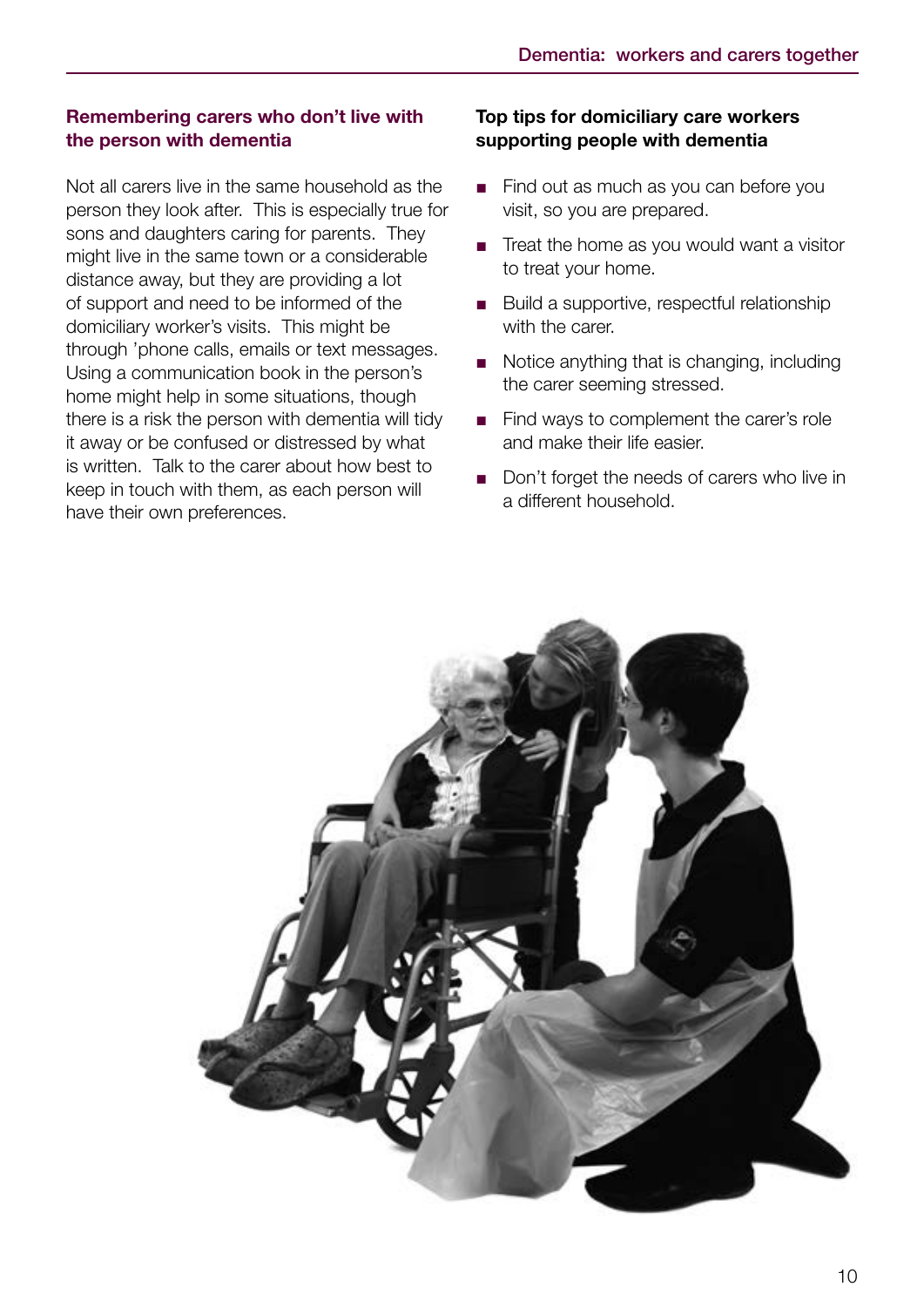## Remembering carers who don't live with the person with dementia

Not all carers live in the same household as the person they look after. This is especially true for sons and daughters caring for parents. They might live in the same town or a considerable distance away, but they are providing a lot of support and need to be informed of the domiciliary worker's visits. This might be through 'phone calls, emails or text messages. Using a communication book in the person's home might help in some situations, though there is a risk the person with dementia will tidy it away or be confused or distressed by what is written. Talk to the carer about how best to keep in touch with them, as each person will have their own preferences.

## Top tips for domiciliary care workers supporting people with dementia

- Find out as much as you can before you visit, so you are prepared.
- Treat the home as you would want a visitor to treat your home.
- Build a supportive, respectful relationship with the carer.
- Notice anything that is changing, including the carer seeming stressed.
- Find ways to complement the carer's role and make their life easier.
- Don't forget the needs of carers who live in a different household.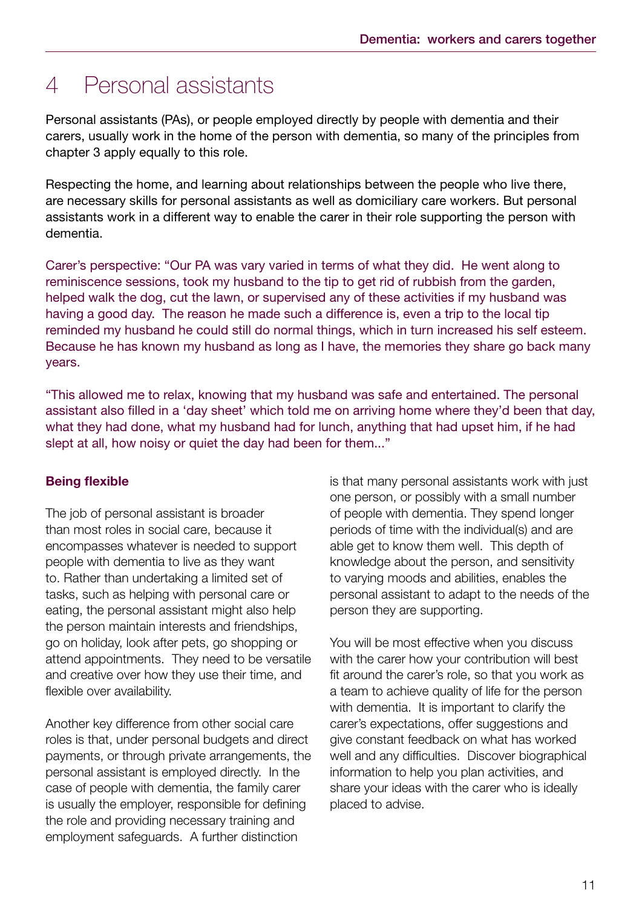# 4 Personal assistants

Personal assistants (PAs), or people employed directly by people with dementia and their carers, usually work in the home of the person with dementia, so many of the principles from chapter 3 apply equally to this role.

Respecting the home, and learning about relationships between the people who live there, are necessary skills for personal assistants as well as domiciliary care workers. But personal assistants work in a different way to enable the carer in their role supporting the person with dementia.

Carer's perspective: "Our PA was vary varied in terms of what they did. He went along to reminiscence sessions, took my husband to the tip to get rid of rubbish from the garden, helped walk the dog, cut the lawn, or supervised any of these activities if my husband was having a good day. The reason he made such a difference is, even a trip to the local tip reminded my husband he could still do normal things, which in turn increased his self esteem. Because he has known my husband as long as I have, the memories they share go back many years.

"This allowed me to relax, knowing that my husband was safe and entertained. The personal assistant also filled in a 'day sheet' which told me on arriving home where they'd been that day, what they had done, what my husband had for lunch, anything that had upset him, if he had slept at all, how noisy or quiet the day had been for them..."

**Being flexible**

The job of personal assistant is broader than most roles in social care, because it encompasses whatever is needed to support people with dementia to live as they want to. Rather than undertaking a limited set of tasks, such as helping with personal care or eating, the personal assistant might also help the person maintain interests and friendships, go on holiday, look after pets, go shopping or attend appointments. They need to be versatile and creative over how they use their time, and flexible over availability.

Another key difference from other social care roles is that, under personal budgets and direct payments, or through private arrangements, the personal assistant is employed directly. In the case of people with dementia, the family carer is usually the employer, responsible for defining the role and providing necessary training and employment safeguards. A further distinction is that many personal assistants work with just one person, or possibly with a small number of people with dementia. They spend longer periods of time with the individual(s) and are able get to know them well. This depth of knowledge about the person, and sensitivity to varying moods and abilities, enables the personal assistant to adapt to the needs of the person they are supporting.

You will be most effective when you discuss with the carer how your contribution will best fit around the carer's role, so that you work as a team to achieve quality of life for the person with dementia. It is important to clarify the carer's expectations, offer suggestions and give constant feedback on what has worked well and any difficulties. Discover biographical information to help you plan activities, and share your ideas with the carer who is ideally placed to advise.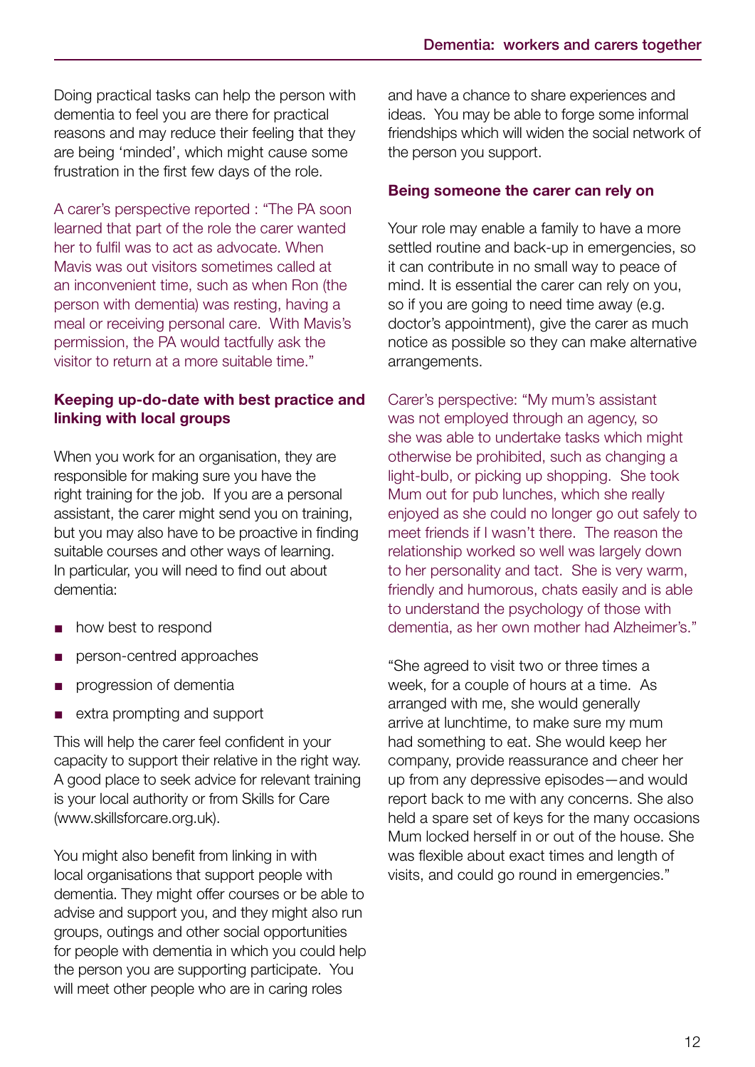Doing practical tasks can help the person with dementia to feel you are there for practical reasons and may reduce their feeling that they are being 'minded', which might cause some frustration in the first few days of the role.

A carer's perspective reported : "The PA soon learned that part of the role the carer wanted her to fulfil was to act as advocate. When Mavis was out visitors sometimes called at an inconvenient time, such as when Ron (the person with dementia) was resting, having a meal or receiving personal care. With Mavis's permission, the PA would tactfully ask the visitor to return at a more suitable time."

**Keeping up-do-date with best practice and linking with local groups**

When you work for an organisation, they are responsible for making sure you have the right training for the job. If you are a personal assistant, the carer might send you on training, but you may also have to be proactive in finding suitable courses and other ways of learning. In particular, you will need to find out about dementia:

- how best to respond
- person-centred approaches
- progression of dementia
- extra prompting and support

This will help the carer feel confident in your capacity to support their relative in the right way. A good place to seek advice for relevant training is your local authority or from Skills for Care (www.skillsforcare.org.uk).

You might also benefit from linking in with local organisations that support people with dementia. They might offer courses or be able to advise and support you, and they might also run groups, outings and other social opportunities for people with dementia in which you could help the person you are supporting participate. You will meet other people who are in caring roles and have a chance to share experiences and ideas. You may be able to forge some informal friendships which will widen the social network of the person you support.

**Being someone the carer can rely on**

Your role may enable a family to have a more settled routine and back-up in emergencies, so it can contribute in no small way to peace of mind. It is essential the carer can rely on you, so if you are going to need time away (e.g. doctor's appointment), give the carer as much notice as possible so they can make alternative arrangements.

Carer's perspective: "My mum's assistant was not employed through an agency, so she was able to undertake tasks which might otherwise be prohibited, such as changing a light-bulb, or picking up shopping. She took Mum out for pub lunches, which she really enjoyed as she could no longer go out safely to meet friends if I wasn't there. The reason the relationship worked so well was largely down to her personality and tact. She is very warm, friendly and humorous, chats easily and is able to understand the psychology of those with dementia, as her own mother had Alzheimer's."

"She agreed to visit two or three times a week, for a couple of hours at a time. As arranged with me, she would generally arrive at lunchtime, to make sure my mum had something to eat. She would keep her company, provide reassurance and cheer her up from any depressive episodes—and would report back to me with any concerns. She also held a spare set of keys for the many occasions Mum locked herself in or out of the house. She was flexible about exact times and length of visits, and could go round in emergencies."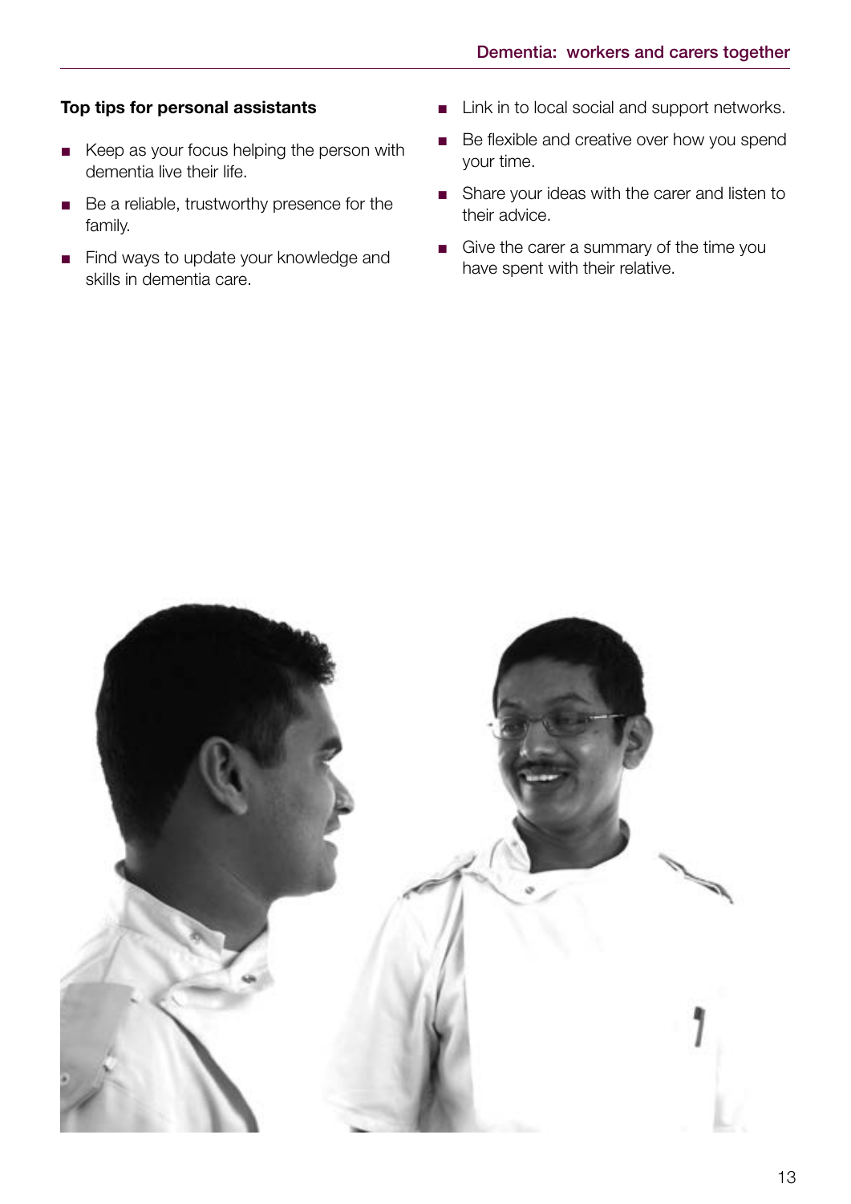### Top tips for personal assistants

- Keep as your focus helping the person with dementia live their life.
- Be a reliable, trustworthy presence for the family.
- Find ways to update your knowledge and skills in dementia care.
- Link in to local social and support networks.
- Be flexible and creative over how you spend your time.
- Share your ideas with the carer and listen to their advice.
- Give the carer a summary of the time you have spent with their relative.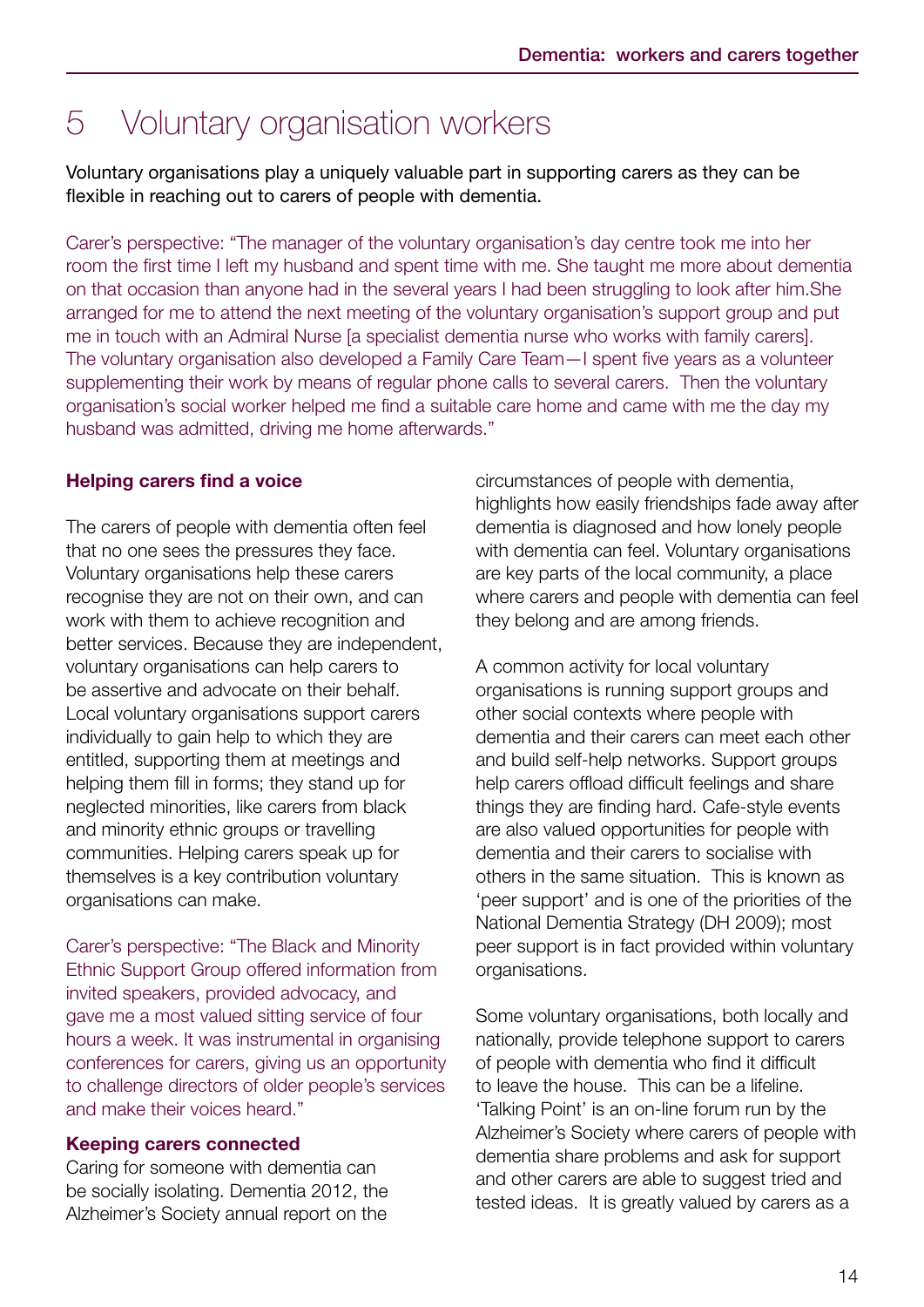# 5 Voluntary organisation workers

Voluntary organisations play a uniquely valuable part in supporting carers as they can be flexible in reaching out to carers of people with dementia.

Carer's perspective: "The manager of the voluntary organisation's day centre took me into her room the first time I left my husband and spent time with me. She taught me more about dementia on that occasion than anyone had in the several years I had been struggling to look after him.She arranged for me to attend the next meeting of the voluntary organisation's support group and put me in touch with an Admiral Nurse [a specialist dementia nurse who works with family carers]. The voluntary organisation also developed a Family Care Team—I spent five years as a volunteer supplementing their work by means of regular phone calls to several carers. Then the voluntary organisation's social worker helped me find a suitable care home and came with me the day my husband was admitted, driving me home afterwards."

### Helping carers find a voice

The carers of people with dementia often feel that no one sees the pressures they face. Voluntary organisations help these carers recognise they are not on their own, and can work with them to achieve recognition and better services. Because they are independent, voluntary organisations can help carers to be assertive and advocate on their behalf. Local voluntary organisations support carers individually to gain help to which they are entitled, supporting them at meetings and helping them fill in forms; they stand up for neglected minorities, like carers from black and minority ethnic groups or travelling communities. Helping carers speak up for themselves is a key contribution voluntary organisations can make.

Carer's perspective: "The Black and Minority Ethnic Support Group offered information from invited speakers, provided advocacy, and gave me a most valued sitting service of four hours a week. It was instrumental in organising conferences for carers, giving us an opportunity to challenge directors of older people's services and make their voices heard."

### Keeping carers connected

Caring for someone with dementia can be socially isolating. Dementia 2012, the Alzheimer's Society annual report on the circumstances of people with dementia, highlights how easily friendships fade away after dementia is diagnosed and how lonely people with dementia can feel. Voluntary organisations are key parts of the local community, a place where carers and people with dementia can feel they belong and are among friends.

A common activity for local voluntary organisations is running support groups and other social contexts where people with dementia and their carers can meet each other and build self-help networks. Support groups help carers offload difficult feelings and share things they are finding hard. Cafe-style events are also valued opportunities for people with dementia and their carers to socialise with others in the same situation. This is known as 'peer support' and is one of the priorities of the National Dementia Strategy (DH 2009); most peer support is in fact provided within voluntary organisations.

Some voluntary organisations, both locally and nationally, provide telephone support to carers of people with dementia who find it difficult to leave the house. This can be a lifeline. 'Talking Point' is an on-line forum run by the Alzheimer's Society where carers of people with dementia share problems and ask for support and other carers are able to suggest tried and tested ideas. It is greatly valued by carers as a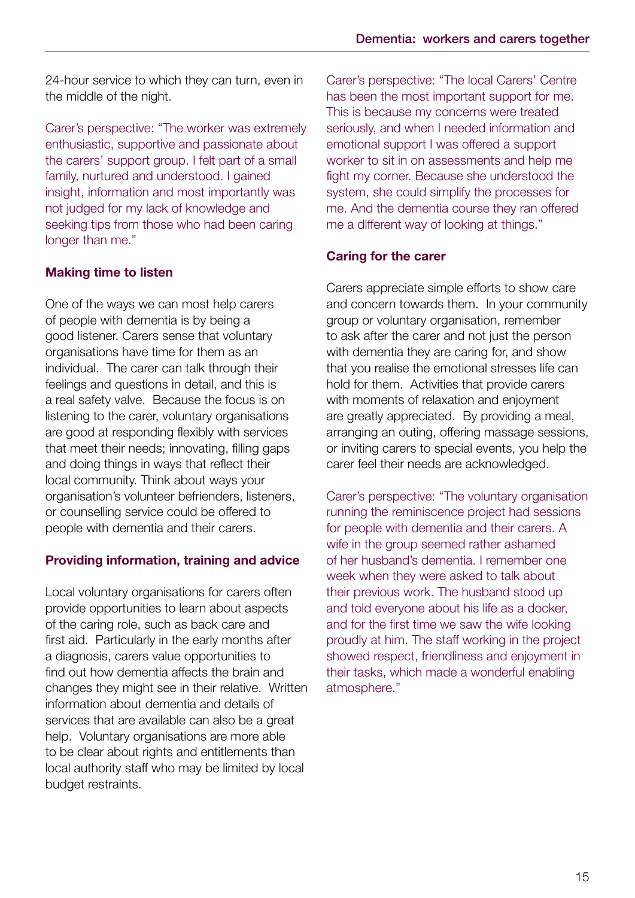24-hour service to which they can turn, even in the middle of the night.

Carer's perspective: "The worker was extremely enthusiastic, supportive and passionate about the carers' support group. I felt part of a small family, nurtured and understood. I gained insight, information and most importantly was not judged for my lack of knowledge and seeking tips from those who had been caring longer than me."

### Making time to listen

One of the ways we can most help carers of people with dementia is by being a good listener. Carers sense that voluntary organisations have time for them as an individual. The carer can talk through their feelings and questions in detail, and this is a real safety valve. Because the focus is on listening to the carer, voluntary organisations are good at responding flexibly with services that meet their needs; innovating, filling gaps and doing things in ways that reflect their local community. Think about ways your organisation's volunteer befrienders, listeners, or counselling service could be offered to people with dementia and their carers.

### Providing information, training and advice

Local voluntary organisations for carers often provide opportunities to learn about aspects of the caring role, such as back care and first aid. Particularly in the early months after a diagnosis, carers value opportunities to find out how dementia affects the brain and changes they might see in their relative. Written information about dementia and details of services that are available can also be a great help. Voluntary organisations are more able to be clear about rights and entitlements than local authority staff who may be limited by local budget restraints.

Carer's perspective: "The local Carers' Centre has been the most important support for me. This is because my concerns were treated seriously, and when I needed information and emotional support I was offered a support worker to sit in on assessments and help me fight my corner. Because she understood the system, she could simplify the processes for me. And the dementia course they ran offered me a different way of looking at things."

### Caring for the carer

Carers appreciate simple efforts to show care and concern towards them. In your community group or voluntary organisation, remember to ask after the carer and not just the person with dementia they are caring for, and show that you realise the emotional stresses life can hold for them. Activities that provide carers with moments of relaxation and enjoyment are greatly appreciated. By providing a meal, arranging an outing, offering massage sessions, or inviting carers to special events, you help the carer feel their needs are acknowledged.

Carer's perspective: "The voluntary organisation running the reminiscence project had sessions for people with dementia and their carers. A wife in the group seemed rather ashamed of her husband's dementia. I remember one week when they were asked to talk about their previous work. The husband stood up and told everyone about his life as a docker, and for the first time we saw the wife looking proudly at him. The staff working in the project showed respect, friendliness and enjoyment in their tasks, which made a wonderful enabling atmosphere."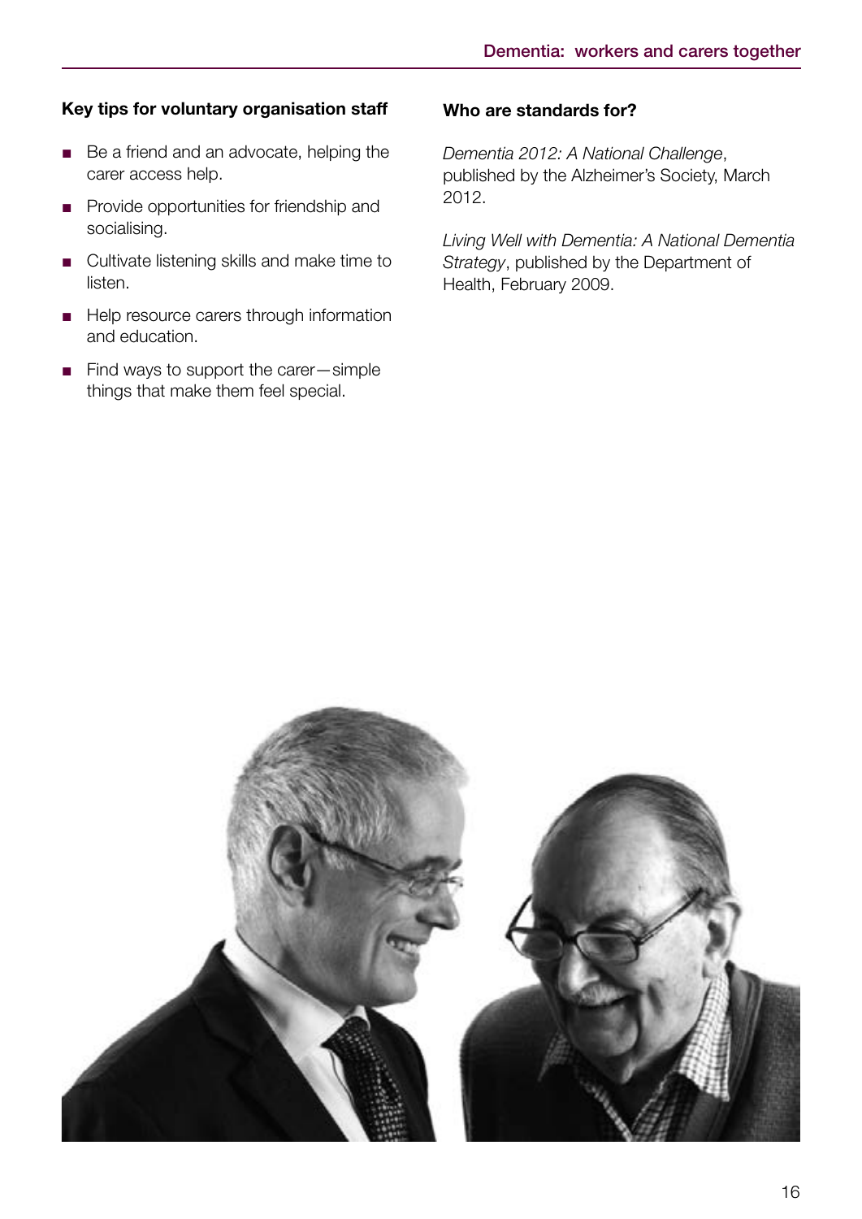### Key tips for voluntary organisation staff

- Be a friend and an advocate, helping the carer access help.
- Provide opportunities for friendship and socialising.
- Cultivate listening skills and make time to listen.
- Help resource carers through information and education.
- Find ways to support the carer—simple things that make them feel special.

### Who are standards for?

*Dementia 2012: A National Challenge*, published by the Alzheimer's Society, March 2012.

*Living Well with Dementia: A National Dementia Strategy*, published by the Department of Health, February 2009.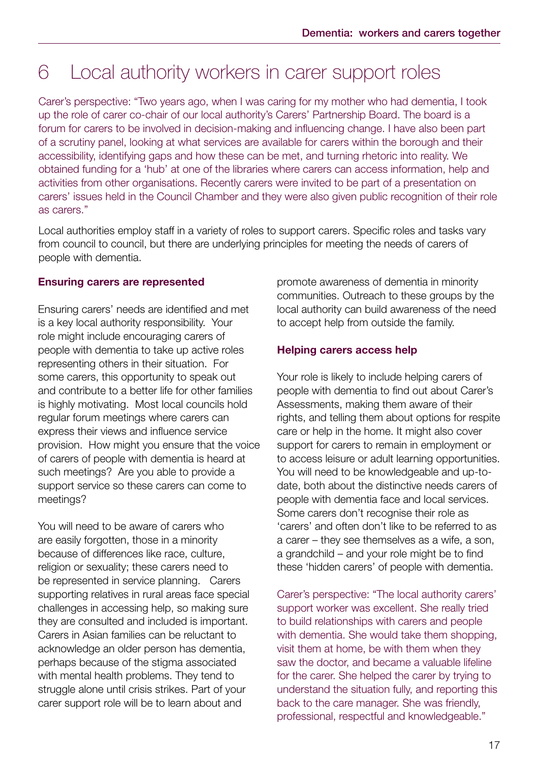# 6 Local authority workers in carer support roles

Carer's perspective: "Two years ago, when I was caring for my mother who had dementia, I took up the role of carer co-chair of our local authority's Carers' Partnership Board. The board is a forum for carers to be involved in decision-making and influencing change. I have also been part of a scrutiny panel, looking at what services are available for carers within the borough and their accessibility, identifying gaps and how these can be met, and turning rhetoric into reality. We obtained funding for a 'hub' at one of the libraries where carers can access information, help and activities from other organisations. Recently carers were invited to be part of a presentation on carers' issues held in the Council Chamber and they were also given public recognition of their role as carers."

Local authorities employ staff in a variety of roles to support carers. Specific roles and tasks vary from council to council, but there are underlying principles for meeting the needs of carers of people with dementia.

### Ensuring carers are represented

Ensuring carers' needs are identified and met is a key local authority responsibility. Your role might include encouraging carers of people with dementia to take up active roles representing others in their situation. For some carers, this opportunity to speak out and contribute to a better life for other families is highly motivating. Most local councils hold regular forum meetings where carers can express their views and influence service provision. How might you ensure that the voice of carers of people with dementia is heard at such meetings? Are you able to provide a support service so these carers can come to meetings?

You will need to be aware of carers who are easily forgotten, those in a minority because of differences like race, culture, religion or sexuality; these carers need to be represented in service planning. Carers supporting relatives in rural areas face special challenges in accessing help, so making sure they are consulted and included is important. Carers in Asian families can be reluctant to acknowledge an older person has dementia, perhaps because of the stigma associated with mental health problems. They tend to struggle alone until crisis strikes. Part of your carer support role will be to learn about and promote awareness of dementia in minority communities. Outreach to these groups by the local authority can build awareness of the need to accept help from outside the family.

### Helping carers access help

Your role is likely to include helping carers of people with dementia to find out about Carer's Assessments, making them aware of their rights, and telling them about options for respite care or help in the home. It might also cover support for carers to remain in employment or to access leisure or adult learning opportunities. You will need to be knowledgeable and up-to-date, both about the distinctive needs carers of people with dementia face and local services. Some carers don't recognise their role as 'carers' and often don't like to be referred to as a carer – they see themselves as a wife, a son, a grandchild – and your role might be to find these 'hidden carers' of people with dementia.

Carer's perspective: "The local authority carers' support worker was excellent. She really tried to build relationships with carers and people with dementia. She would take them shopping, visit them at home, be with them when they saw the doctor, and became a valuable lifeline for the carer. She helped the carer by trying to understand the situation fully, and reporting this back to the care manager. She was friendly, professional, respectful and knowledgeable."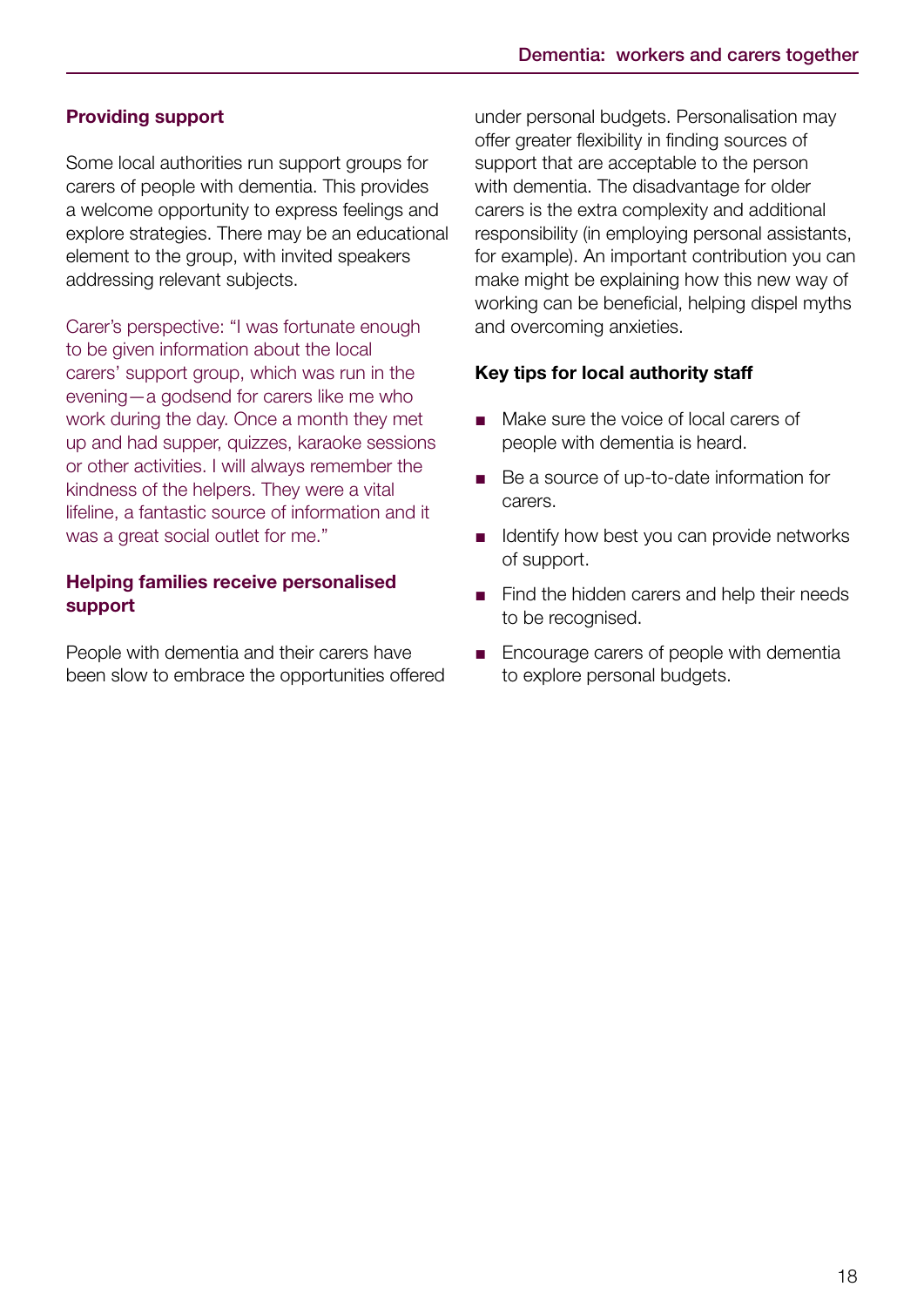## Providing support

Some local authorities run support groups for carers of people with dementia. This provides a welcome opportunity to express feelings and explore strategies. There may be an educational element to the group, with invited speakers addressing relevant subjects.

Carer's perspective: "I was fortunate enough to be given information about the local carers' support group, which was run in the evening—a godsend for carers like me who work during the day. Once a month they met up and had supper, quizzes, karaoke sessions or other activities. I will always remember the kindness of the helpers. They were a vital lifeline, a fantastic source of information and it was a great social outlet for me."

## Helping families receive personalised support

People with dementia and their carers have been slow to embrace the opportunities offered under personal budgets. Personalisation may offer greater flexibility in finding sources of support that are acceptable to the person with dementia. The disadvantage for older carers is the extra complexity and additional responsibility (in employing personal assistants, for example). An important contribution you can make might be explaining how this new way of working can be beneficial, helping dispel myths and overcoming anxieties.

### Key tips for local authority staff

- Make sure the voice of local carers of people with dementia is heard.
- Be a source of up-to-date information for carers.
- Identify how best you can provide networks of support.
- Find the hidden carers and help their needs to be recognised.
- Encourage carers of people with dementia to explore personal budgets.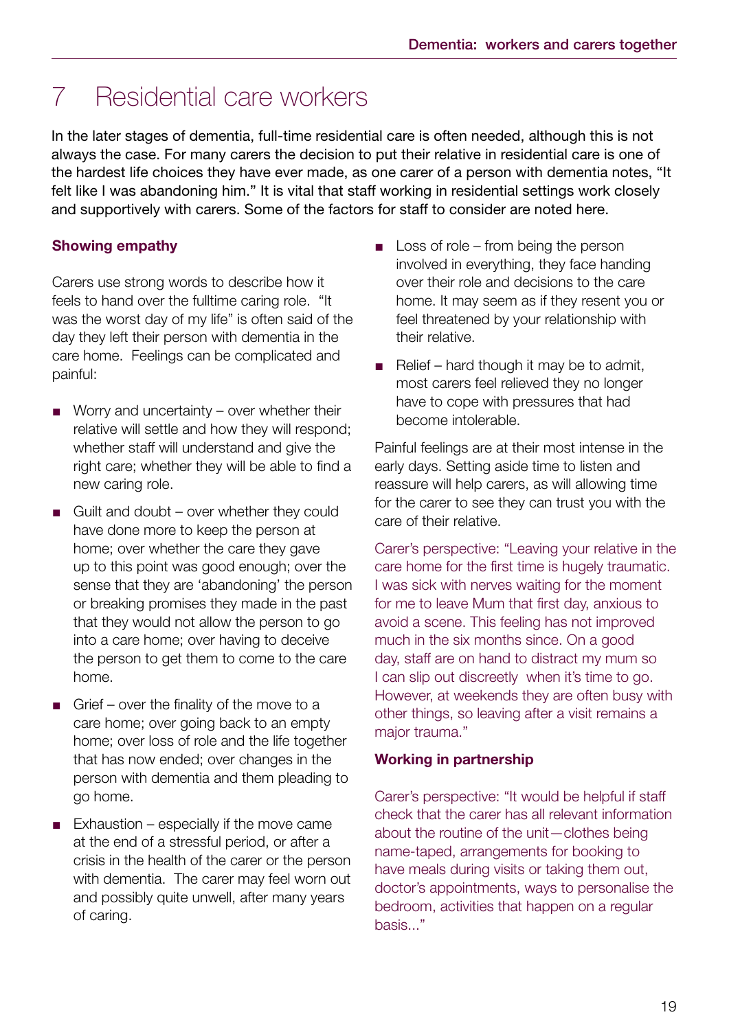# 7 Residential care workers

In the later stages of dementia, full-time residential care is often needed, although this is not always the case. For many carers the decision to put their relative in residential care is one of the hardest life choices they have ever made, as one carer of a person with dementia notes, "It felt like I was abandoning him." It is vital that staff working in residential settings work closely and supportively with carers. Some of the factors for staff to consider are noted here.

## Showing empathy

Carers use strong words to describe how it feels to hand over the fulltime caring role. "It was the worst day of my life" is often said of the day they left their person with dementia in the care home. Feelings can be complicated and painful:

- Worry and uncertainty – over whether their relative will settle and how they will respond; whether staff will understand and give the right care; whether they will be able to find a new caring role.
- Guilt and doubt – over whether they could have done more to keep the person at home; over whether the care they gave up to this point was good enough; over the sense that they are 'abandoning' the person or breaking promises they made in the past that they would not allow the person to go into a care home; over having to deceive the person to get them to come to the care home.
- Grief – over the finality of the move to a care home; over going back to an empty home; over loss of role and the life together that has now ended; over changes in the person with dementia and them pleading to go home.
- Exhaustion – especially if the move came at the end of a stressful period, or after a crisis in the health of the carer or the person with dementia. The carer may feel worn out and possibly quite unwell, after many years of caring.
- Loss of role – from being the person involved in everything, they face handing over their role and decisions to the care home. It may seem as if they resent you or feel threatened by your relationship with their relative.
- Relief – hard though it may be to admit, most carers feel relieved they no longer have to cope with pressures that had become intolerable.

Painful feelings are at their most intense in the early days. Setting aside time to listen and reassure will help carers, as will allowing time for the carer to see they can trust you with the care of their relative.

Carer's perspective: "Leaving your relative in the care home for the first time is hugely traumatic. I was sick with nerves waiting for the moment for me to leave Mum that first day, anxious to avoid a scene. This feeling has not improved much in the six months since. On a good day, staff are on hand to distract my mum so I can slip out discreetly when it's time to go. However, at weekends they are often busy with other things, so leaving after a visit remains a major trauma."

## Working in partnership

Carer's perspective: "It would be helpful if staff check that the carer has all relevant information about the routine of the unit—clothes being name-taped, arrangements for booking to have meals during visits or taking them out, doctor's appointments, ways to personalise the bedroom, activities that happen on a regular basis..."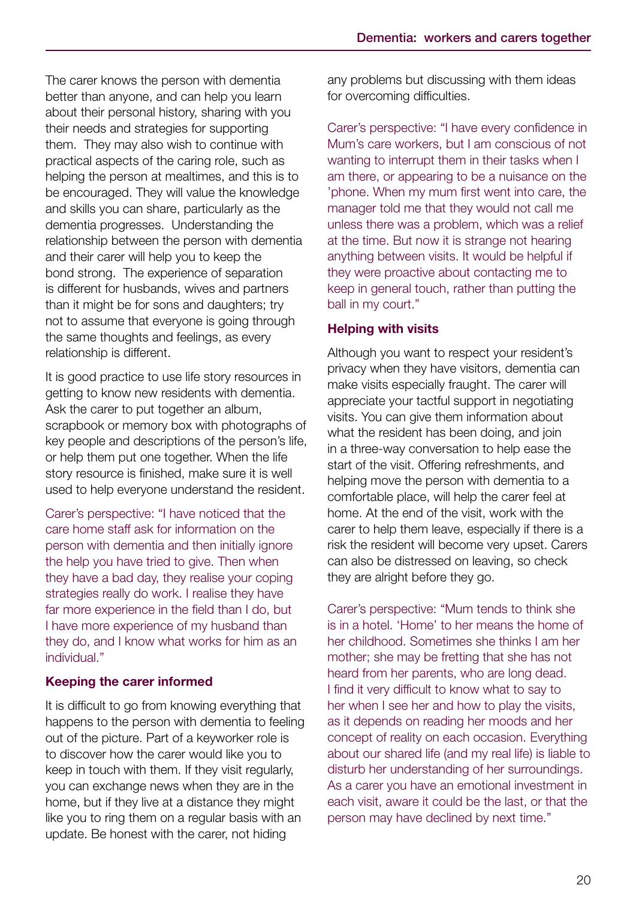The carer knows the person with dementia better than anyone, and can help you learn about their personal history, sharing with you their needs and strategies for supporting them. They may also wish to continue with practical aspects of the caring role, such as helping the person at mealtimes, and this is to be encouraged. They will value the knowledge and skills you can share, particularly as the dementia progresses. Understanding the relationship between the person with dementia and their carer will help you to keep the bond strong. The experience of separation is different for husbands, wives and partners than it might be for sons and daughters; try not to assume that everyone is going through the same thoughts and feelings, as every relationship is different.

It is good practice to use life story resources in getting to know new residents with dementia. Ask the carer to put together an album, scrapbook or memory box with photographs of key people and descriptions of the person's life, or help them put one together. When the life story resource is finished, make sure it is well used to help everyone understand the resident.

Carer's perspective: "I have noticed that the care home staff ask for information on the person with dementia and then initially ignore the help you have tried to give. Then when they have a bad day, they realise your coping strategies really do work. I realise they have far more experience in the field than I do, but I have more experience of my husband than they do, and I know what works for him as an individual."

**Keeping the carer informed**

It is difficult to go from knowing everything that happens to the person with dementia to feeling out of the picture. Part of a keyworker role is to discover how the carer would like you to keep in touch with them. If they visit regularly, you can exchange news when they are in the home, but if they live at a distance they might like you to ring them on a regular basis with an update. Be honest with the carer, not hiding any problems but discussing with them ideas for overcoming difficulties.

Carer's perspective: "I have every confidence in Mum's care workers, but I am conscious of not wanting to interrupt them in their tasks when I am there, or appearing to be a nuisance on the 'phone. When my mum first went into care, the manager told me that they would not call me unless there was a problem, which was a relief at the time. But now it is strange not hearing anything between visits. It would be helpful if they were proactive about contacting me to keep in general touch, rather than putting the ball in my court."

**Helping with visits**

Although you want to respect your resident's privacy when they have visitors, dementia can make visits especially fraught. The carer will appreciate your tactful support in negotiating visits. You can give them information about what the resident has been doing, and join in a three-way conversation to help ease the start of the visit. Offering refreshments, and helping move the person with dementia to a comfortable place, will help the carer feel at home. At the end of the visit, work with the carer to help them leave, especially if there is a risk the resident will become very upset. Carers can also be distressed on leaving, so check they are alright before they go.

Carer's perspective: "Mum tends to think she is in a hotel. 'Home' to her means the home of her childhood. Sometimes she thinks I am her mother; she may be fretting that she has not heard from her parents, who are long dead. I find it very difficult to know what to say to her when I see her and how to play the visits, as it depends on reading her moods and her concept of reality on each occasion. Everything about our shared life (and my real life) is liable to disturb her understanding of her surroundings. As a carer you have an emotional investment in each visit, aware it could be the last, or that the person may have declined by next time."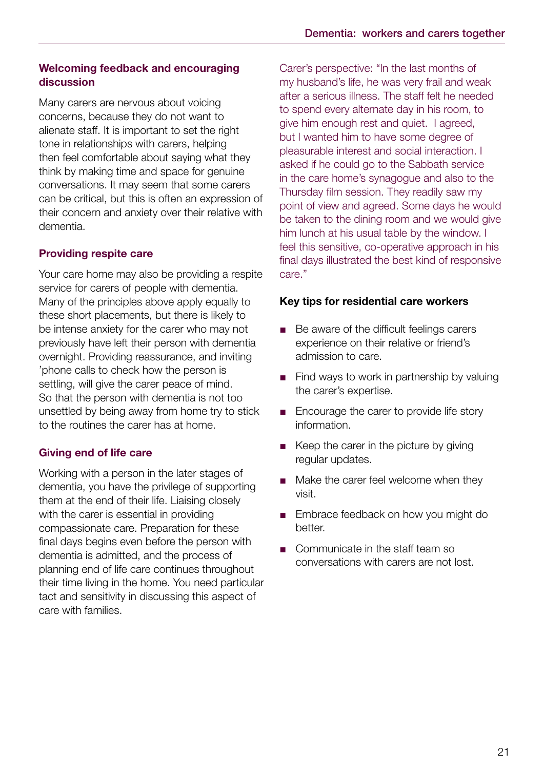### Welcoming feedback and encouraging discussion

Many carers are nervous about voicing concerns, because they do not want to alienate staff. It is important to set the right tone in relationships with carers, helping then feel comfortable about saying what they think by making time and space for genuine conversations. It may seem that some carers can be critical, but this is often an expression of their concern and anxiety over their relative with dementia.

### Providing respite care

Your care home may also be providing a respite service for carers of people with dementia. Many of the principles above apply equally to these short placements, but there is likely to be intense anxiety for the carer who may not previously have left their person with dementia overnight. Providing reassurance, and inviting 'phone calls to check how the person is settling, will give the carer peace of mind. So that the person with dementia is not too unsettled by being away from home try to stick to the routines the carer has at home.

### Giving end of life care

Working with a person in the later stages of dementia, you have the privilege of supporting them at the end of their life. Liaising closely with the carer is essential in providing compassionate care. Preparation for these final days begins even before the person with dementia is admitted, and the process of planning end of life care continues throughout their time living in the home. You need particular tact and sensitivity in discussing this aspect of care with families.

Carer's perspective: "In the last months of my husband's life, he was very frail and weak after a serious illness. The staff felt he needed to spend every alternate day in his room, to give him enough rest and quiet. I agreed, but I wanted him to have some degree of pleasurable interest and social interaction. I asked if he could go to the Sabbath service in the care home's synagogue and also to the Thursday film session. They readily saw my point of view and agreed. Some days he would be taken to the dining room and we would give him lunch at his usual table by the window. I feel this sensitive, co-operative approach in his final days illustrated the best kind of responsive care."

### Key tips for residential care workers

- Be aware of the difficult feelings carers experience on their relative or friend's admission to care.
- Find ways to work in partnership by valuing the carer's expertise.
- Encourage the carer to provide life story information.
- Keep the carer in the picture by giving regular updates.
- Make the carer feel welcome when they visit.
- Embrace feedback on how you might do better.
- Communicate in the staff team so conversations with carers are not lost.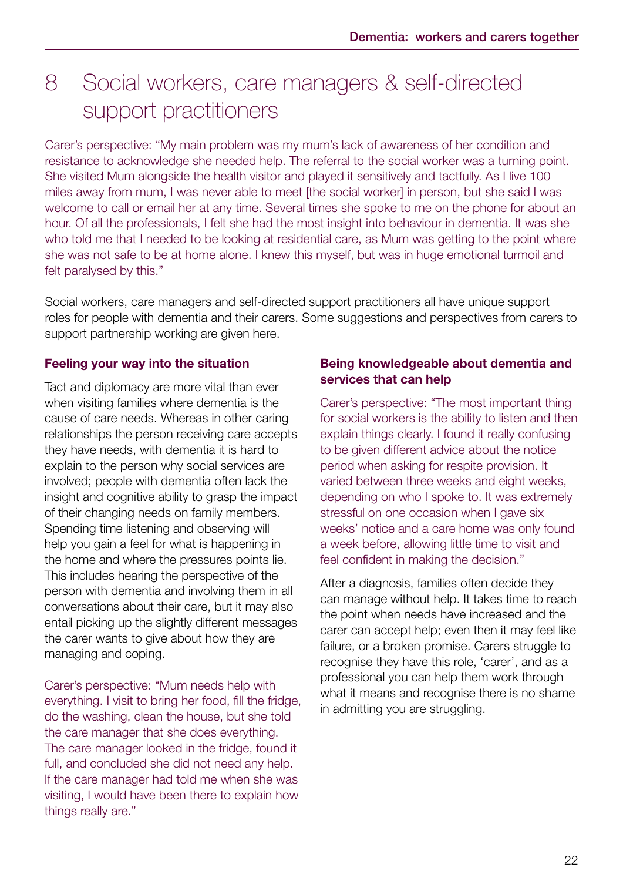# 8 Social workers, care managers & self-directed support practitioners

Carer's perspective: "My main problem was my mum's lack of awareness of her condition and resistance to acknowledge she needed help. The referral to the social worker was a turning point. She visited Mum alongside the health visitor and played it sensitively and tactfully. As I live 100 miles away from mum, I was never able to meet [the social worker] in person, but she said I was welcome to call or email her at any time. Several times she spoke to me on the phone for about an hour. Of all the professionals, I felt she had the most insight into behaviour in dementia. It was she who told me that I needed to be looking at residential care, as Mum was getting to the point where she was not safe to be at home alone. I knew this myself, but was in huge emotional turmoil and felt paralysed by this."

Social workers, care managers and self-directed support practitioners all have unique support roles for people with dementia and their carers. Some suggestions and perspectives from carers to support partnership working are given here.

**Feeling your way into the situation**

Tact and diplomacy are more vital than ever when visiting families where dementia is the cause of care needs. Whereas in other caring relationships the person receiving care accepts they have needs, with dementia it is hard to explain to the person why social services are involved; people with dementia often lack the insight and cognitive ability to grasp the impact of their changing needs on family members. Spending time listening and observing will help you gain a feel for what is happening in the home and where the pressures points lie. This includes hearing the perspective of the person with dementia and involving them in all conversations about their care, but it may also entail picking up the slightly different messages the carer wants to give about how they are managing and coping.

Carer's perspective: "Mum needs help with everything. I visit to bring her food, fill the fridge, do the washing, clean the house, but she told the care manager that she does everything. The care manager looked in the fridge, found it full, and concluded she did not need any help. If the care manager had told me when she was visiting, I would have been there to explain how things really are."

**Being knowledgeable about dementia and services that can help**

Carer's perspective: "The most important thing for social workers is the ability to listen and then explain things clearly. I found it really confusing to be given different advice about the notice period when asking for respite provision. It varied between three weeks and eight weeks, depending on who I spoke to. It was extremely stressful on one occasion when I gave six weeks' notice and a care home was only found a week before, allowing little time to visit and feel confident in making the decision."

After a diagnosis, families often decide they can manage without help. It takes time to reach the point when needs have increased and the carer can accept help; even then it may feel like failure, or a broken promise. Carers struggle to recognise they have this role, 'carer', and as a professional you can help them work through what it means and recognise there is no shame in admitting you are struggling.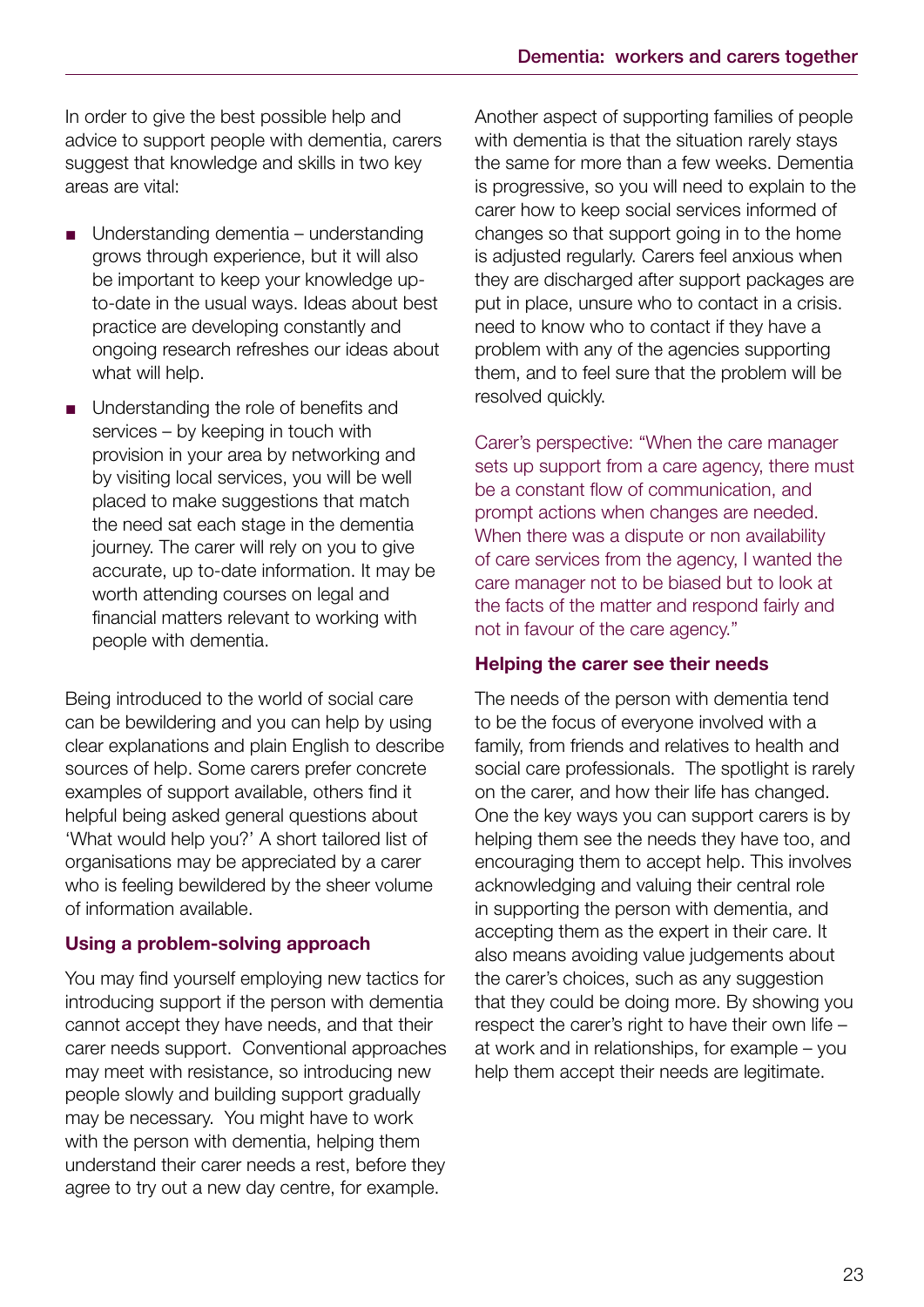In order to give the best possible help and advice to support people with dementia, carers suggest that knowledge and skills in two key areas are vital:

- Understanding dementia – understanding grows through experience, but it will also be important to keep your knowledge up-to-date in the usual ways. Ideas about best practice are developing constantly and ongoing research refreshes our ideas about what will help.
- Understanding the role of benefits and services – by keeping in touch with provision in your area by networking and by visiting local services, you will be well placed to make suggestions that match the need sat each stage in the dementia journey. The carer will rely on you to give accurate, up to-date information. It may be worth attending courses on legal and financial matters relevant to working with people with dementia.

Being introduced to the world of social care can be bewildering and you can help by using clear explanations and plain English to describe sources of help. Some carers prefer concrete examples of support available, others find it helpful being asked general questions about 'What would help you?' A short tailored list of organisations may be appreciated by a carer who is feeling bewildered by the sheer volume of information available.

### Using a problem-solving approach

You may find yourself employing new tactics for introducing support if the person with dementia cannot accept they have needs, and that their carer needs support. Conventional approaches may meet with resistance, so introducing new people slowly and building support gradually may be necessary. You might have to work with the person with dementia, helping them understand their carer needs a rest, before they agree to try out a new day centre, for example.

Another aspect of supporting families of people with dementia is that the situation rarely stays the same for more than a few weeks. Dementia is progressive, so you will need to explain to the carer how to keep social services informed of changes so that support going in to the home is adjusted regularly. Carers feel anxious when they are discharged after support packages are put in place, unsure who to contact in a crisis. need to know who to contact if they have a problem with any of the agencies supporting them, and to feel sure that the problem will be resolved quickly.

Carer's perspective: "When the care manager sets up support from a care agency, there must be a constant flow of communication, and prompt actions when changes are needed. When there was a dispute or non availability of care services from the agency, I wanted the care manager not to be biased but to look at the facts of the matter and respond fairly and not in favour of the care agency."

### Helping the carer see their needs

The needs of the person with dementia tend to be the focus of everyone involved with a family, from friends and relatives to health and social care professionals. The spotlight is rarely on the carer, and how their life has changed. One the key ways you can support carers is by helping them see the needs they have too, and encouraging them to accept help. This involves acknowledging and valuing their central role in supporting the person with dementia, and accepting them as the expert in their care. It also means avoiding value judgements about the carer's choices, such as any suggestion that they could be doing more. By showing you respect the carer's right to have their own life – at work and in relationships, for example – you help them accept their needs are legitimate.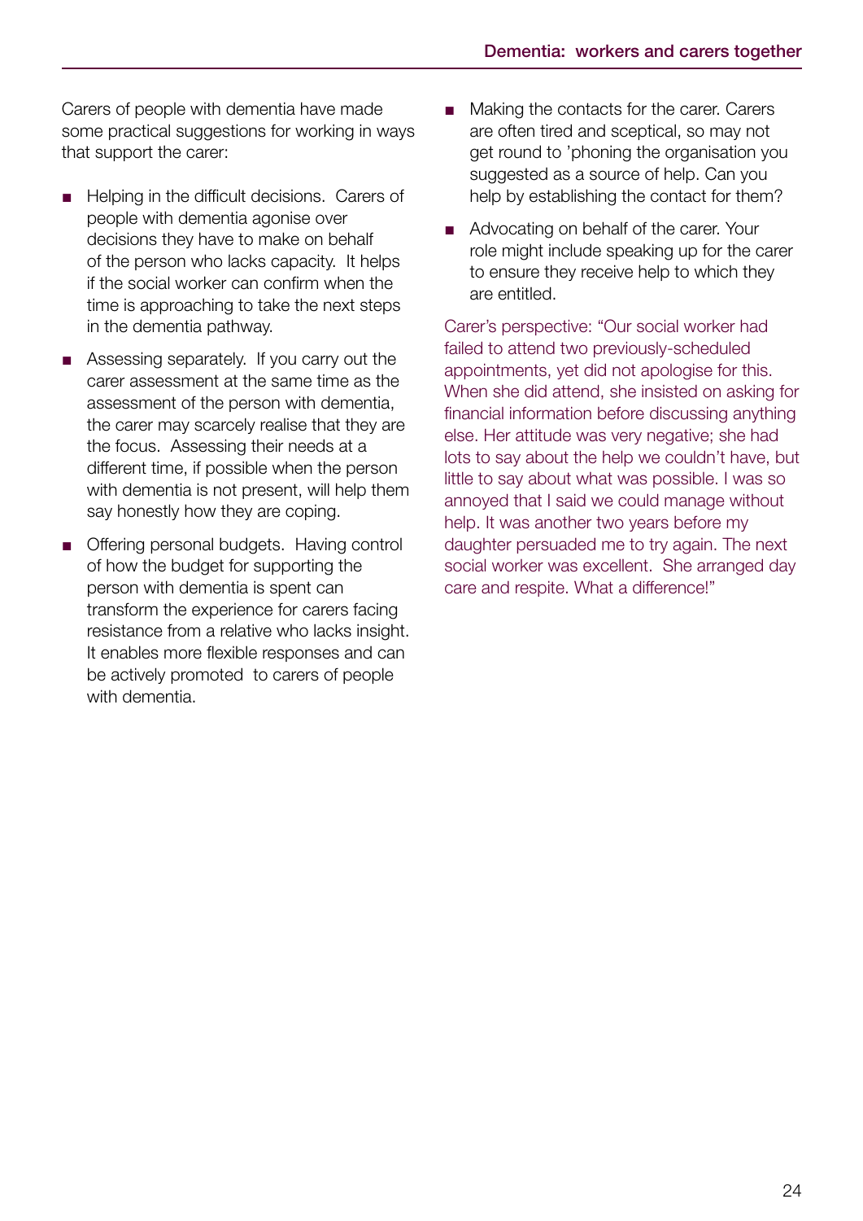Carers of people with dementia have made some practical suggestions for working in ways that support the carer:

- Helping in the difficult decisions. Carers of people with dementia agonise over decisions they have to make on behalf of the person who lacks capacity. It helps if the social worker can confirm when the time is approaching to take the next steps in the dementia pathway.
- Assessing separately. If you carry out the carer assessment at the same time as the assessment of the person with dementia, the carer may scarcely realise that they are the focus. Assessing their needs at a different time, if possible when the person with dementia is not present, will help them say honestly how they are coping.
- Offering personal budgets. Having control of how the budget for supporting the person with dementia is spent can transform the experience for carers facing resistance from a relative who lacks insight. It enables more flexible responses and can be actively promoted to carers of people with dementia.
- Making the contacts for the carer. Carers are often tired and sceptical, so may not get round to 'phoning the organisation you suggested as a source of help. Can you help by establishing the contact for them?
- Advocating on behalf of the carer. Your role might include speaking up for the carer to ensure they receive help to which they are entitled.

Carer's perspective: "Our social worker had failed to attend two previously-scheduled appointments, yet did not apologise for this. When she did attend, she insisted on asking for financial information before discussing anything else. Her attitude was very negative; she had lots to say about the help we couldn't have, but little to say about what was possible. I was so annoyed that I said we could manage without help. It was another two years before my daughter persuaded me to try again. The next social worker was excellent. She arranged day care and respite. What a difference!"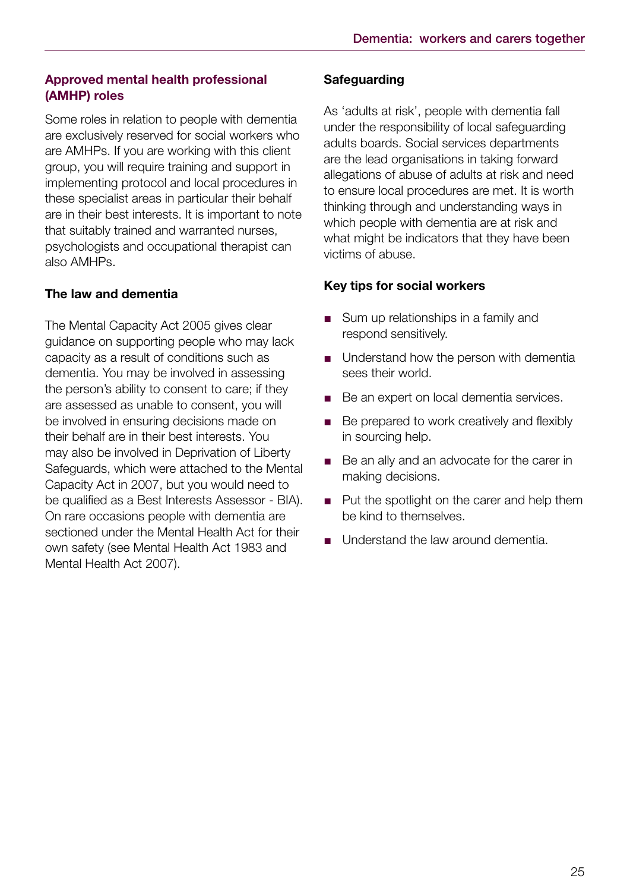## Approved mental health professional (AMHP) roles

Some roles in relation to people with dementia are exclusively reserved for social workers who are AMHPs. If you are working with this client group, you will require training and support in implementing protocol and local procedures in these specialist areas in particular their behalf are in their best interests. It is important to note that suitably trained and warranted nurses, psychologists and occupational therapist can also AMHPs.

### The law and dementia

The Mental Capacity Act 2005 gives clear guidance on supporting people who may lack capacity as a result of conditions such as dementia. You may be involved in assessing the person's ability to consent to care; if they are assessed as unable to consent, you will be involved in ensuring decisions made on their behalf are in their best interests. You may also be involved in Deprivation of Liberty Safeguards, which were attached to the Mental Capacity Act in 2007, but you would need to be qualified as a Best Interests Assessor - BIA). On rare occasions people with dementia are sectioned under the Mental Health Act for their own safety (see Mental Health Act 1983 and Mental Health Act 2007).

### Safeguarding

As 'adults at risk', people with dementia fall under the responsibility of local safeguarding adults boards. Social services departments are the lead organisations in taking forward allegations of abuse of adults at risk and need to ensure local procedures are met. It is worth thinking through and understanding ways in which people with dementia are at risk and what might be indicators that they have been victims of abuse.

### Key tips for social workers

- Sum up relationships in a family and respond sensitively.
- Understand how the person with dementia sees their world.
- Be an expert on local dementia services.
- Be prepared to work creatively and flexibly in sourcing help.
- Be an ally and an advocate for the carer in making decisions.
- Put the spotlight on the carer and help them be kind to themselves.
- Understand the law around dementia.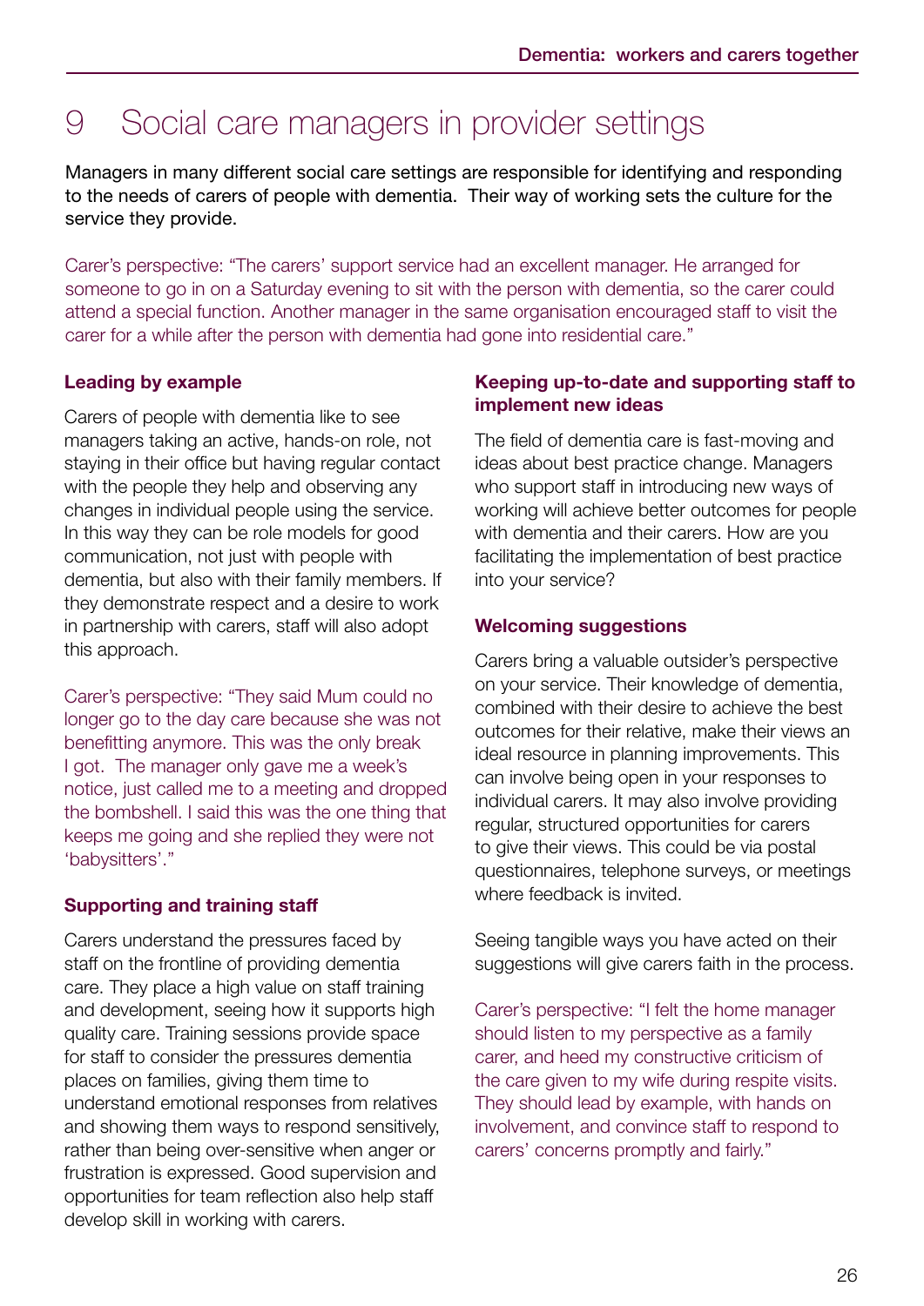# 9 Social care managers in provider settings

Managers in many different social care settings are responsible for identifying and responding to the needs of carers of people with dementia. Their way of working sets the culture for the service they provide.

Carer's perspective: "The carers' support service had an excellent manager. He arranged for someone to go in on a Saturday evening to sit with the person with dementia, so the carer could attend a special function. Another manager in the same organisation encouraged staff to visit the carer for a while after the person with dementia had gone into residential care."

### Leading by example

Carers of people with dementia like to see managers taking an active, hands-on role, not staying in their office but having regular contact with the people they help and observing any changes in individual people using the service. In this way they can be role models for good communication, not just with people with dementia, but also with their family members. If they demonstrate respect and a desire to work in partnership with carers, staff will also adopt this approach.

Carer's perspective: "They said Mum could no longer go to the day care because she was not benefitting anymore. This was the only break I got. The manager only gave me a week's notice, just called me to a meeting and dropped the bombshell. I said this was the one thing that keeps me going and she replied they were not 'babysitters'."

### Supporting and training staff

Carers understand the pressures faced by staff on the frontline of providing dementia care. They place a high value on staff training and development, seeing how it supports high quality care. Training sessions provide space for staff to consider the pressures dementia places on families, giving them time to understand emotional responses from relatives and showing them ways to respond sensitively, rather than being over-sensitive when anger or frustration is expressed. Good supervision and opportunities for team reflection also help staff develop skill in working with carers.

### Keeping up-to-date and supporting staff to implement new ideas

The field of dementia care is fast-moving and ideas about best practice change. Managers who support staff in introducing new ways of working will achieve better outcomes for people with dementia and their carers. How are you facilitating the implementation of best practice into your service?

### Welcoming suggestions

Carers bring a valuable outsider's perspective on your service. Their knowledge of dementia, combined with their desire to achieve the best outcomes for their relative, make their views an ideal resource in planning improvements. This can involve being open in your responses to individual carers. It may also involve providing regular, structured opportunities for carers to give their views. This could be via postal questionnaires, telephone surveys, or meetings where feedback is invited.

Seeing tangible ways you have acted on their suggestions will give carers faith in the process.

Carer's perspective: "I felt the home manager should listen to my perspective as a family carer, and heed my constructive criticism of the care given to my wife during respite visits. They should lead by example, with hands on involvement, and convince staff to respond to carers' concerns promptly and fairly."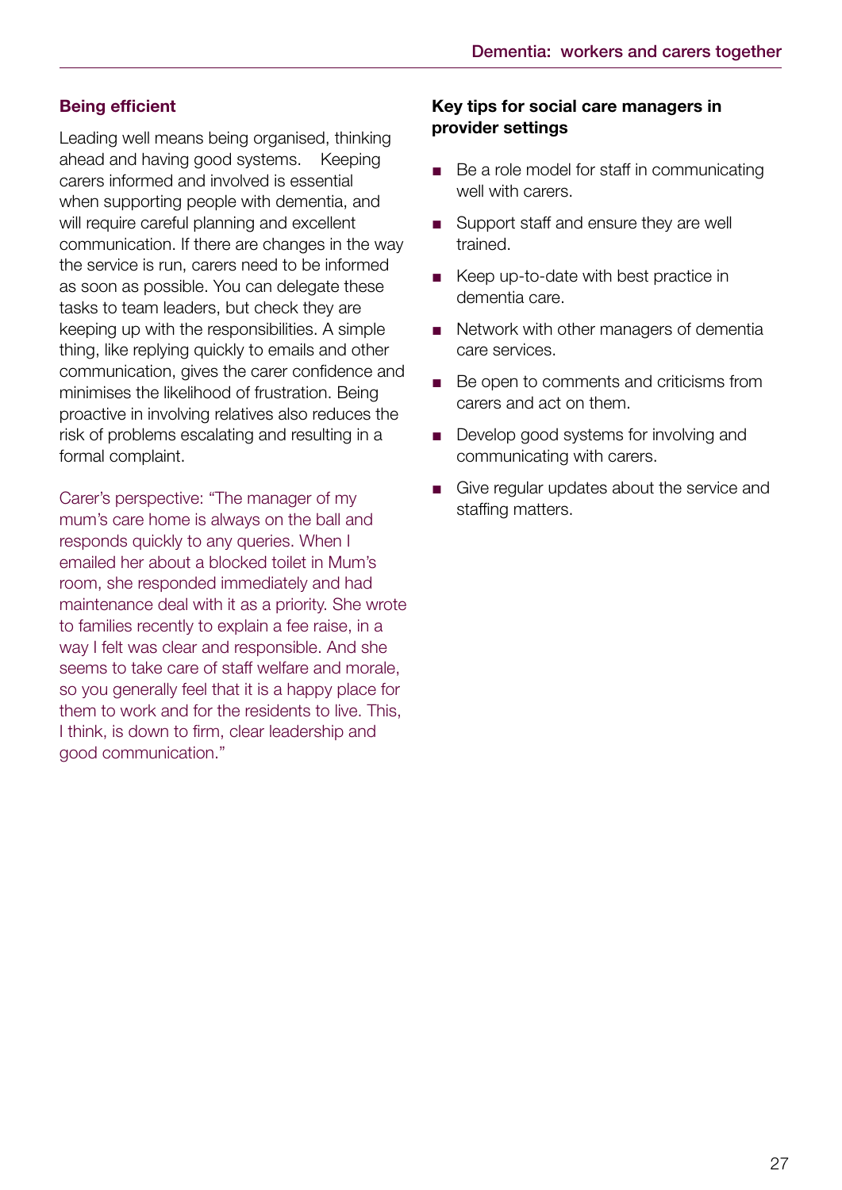## Being efficient

Leading well means being organised, thinking ahead and having good systems. Keeping carers informed and involved is essential when supporting people with dementia, and will require careful planning and excellent communication. If there are changes in the way the service is run, carers need to be informed as soon as possible. You can delegate these tasks to team leaders, but check they are keeping up with the responsibilities. A simple thing, like replying quickly to emails and other communication, gives the carer confidence and minimises the likelihood of frustration. Being proactive in involving relatives also reduces the risk of problems escalating and resulting in a formal complaint.

Carer's perspective: "The manager of my mum's care home is always on the ball and responds quickly to any queries. When I emailed her about a blocked toilet in Mum's room, she responded immediately and had maintenance deal with it as a priority. She wrote to families recently to explain a fee raise, in a way I felt was clear and responsible. And she seems to take care of staff welfare and morale, so you generally feel that it is a happy place for them to work and for the residents to live. This, I think, is down to firm, clear leadership and good communication."

### Key tips for social care managers in provider settings

- Be a role model for staff in communicating well with carers.
- Support staff and ensure they are well trained.
- Keep up-to-date with best practice in dementia care.
- Network with other managers of dementia care services.
- Be open to comments and criticisms from carers and act on them.
- Develop good systems for involving and communicating with carers.
- Give regular updates about the service and staffing matters.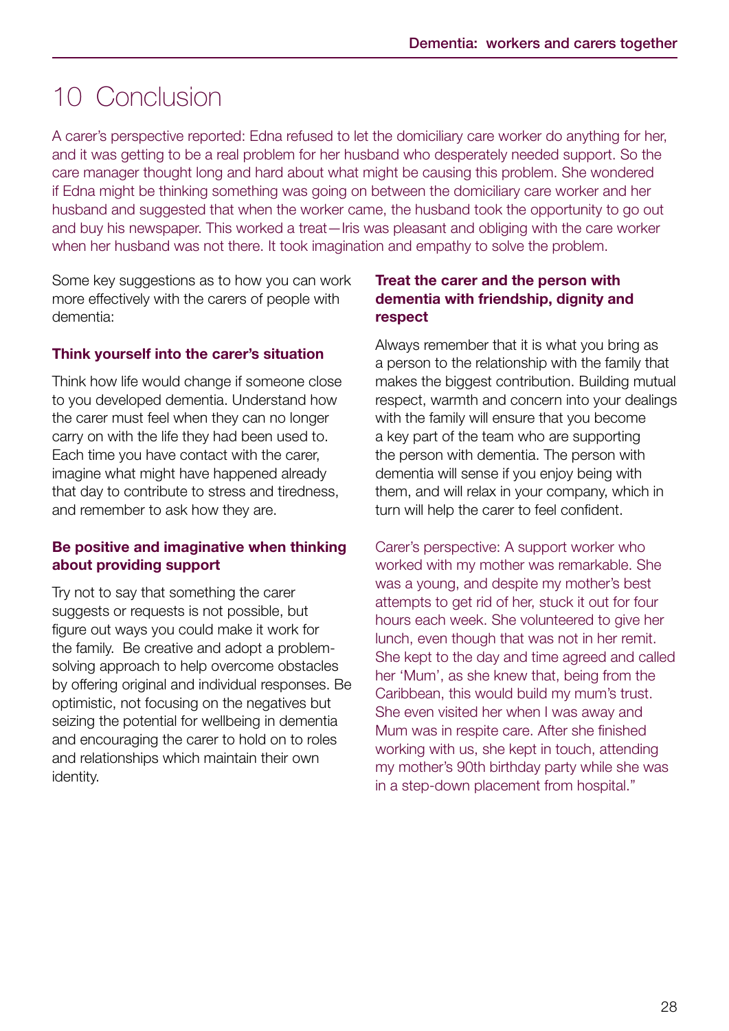# 10 Conclusion

A carer's perspective reported: Edna refused to let the domiciliary care worker do anything for her, and it was getting to be a real problem for her husband who desperately needed support. So the care manager thought long and hard about what might be causing this problem. She wondered if Edna might be thinking something was going on between the domiciliary care worker and her husband and suggested that when the worker came, the husband took the opportunity to go out and buy his newspaper. This worked a treat—Iris was pleasant and obliging with the care worker when her husband was not there. It took imagination and empathy to solve the problem.

Some key suggestions as to how you can work more effectively with the carers of people with dementia:

### Think yourself into the carer's situation

Think how life would change if someone close to you developed dementia. Understand how the carer must feel when they can no longer carry on with the life they had been used to. Each time you have contact with the carer, imagine what might have happened already that day to contribute to stress and tiredness, and remember to ask how they are.

### Be positive and imaginative when thinking about providing support

Try not to say that something the carer suggests or requests is not possible, but figure out ways you could make it work for the family. Be creative and adopt a problem-solving approach to help overcome obstacles by offering original and individual responses. Be optimistic, not focusing on the negatives but seizing the potential for wellbeing in dementia and encouraging the carer to hold on to roles and relationships which maintain their own identity.

### Treat the carer and the person with dementia with friendship, dignity and respect

Always remember that it is what you bring as a person to the relationship with the family that makes the biggest contribution. Building mutual respect, warmth and concern into your dealings with the family will ensure that you become a key part of the team who are supporting the person with dementia. The person with dementia will sense if you enjoy being with them, and will relax in your company, which in turn will help the carer to feel confident.

Carer's perspective: A support worker who worked with my mother was remarkable. She was a young, and despite my mother's best attempts to get rid of her, stuck it out for four hours each week. She volunteered to give her lunch, even though that was not in her remit. She kept to the day and time agreed and called her 'Mum', as she knew that, being from the Caribbean, this would build my mum's trust. She even visited her when I was away and Mum was in respite care. After she finished working with us, she kept in touch, attending my mother's 90th birthday party while she was in a step-down placement from hospital."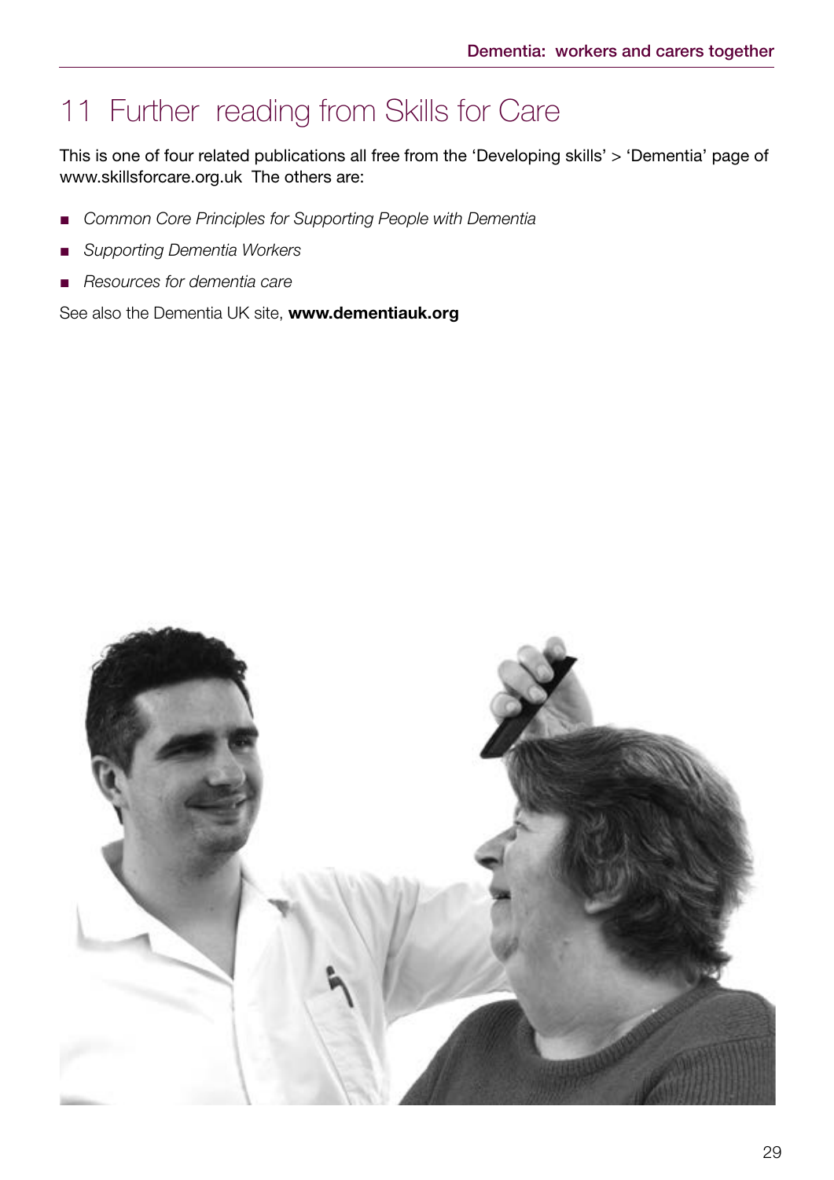# 11 Further reading from Skills for Care

This is one of four related publications all free from the 'Developing skills' > 'Dementia' page of www.skillsforcare.org.uk The others are:

- *Common Core Principles for Supporting People with Dementia*
- *Supporting Dementia Workers*
- *Resources for dementia care*

See also the Dementia UK site, **www.dementiauk.org**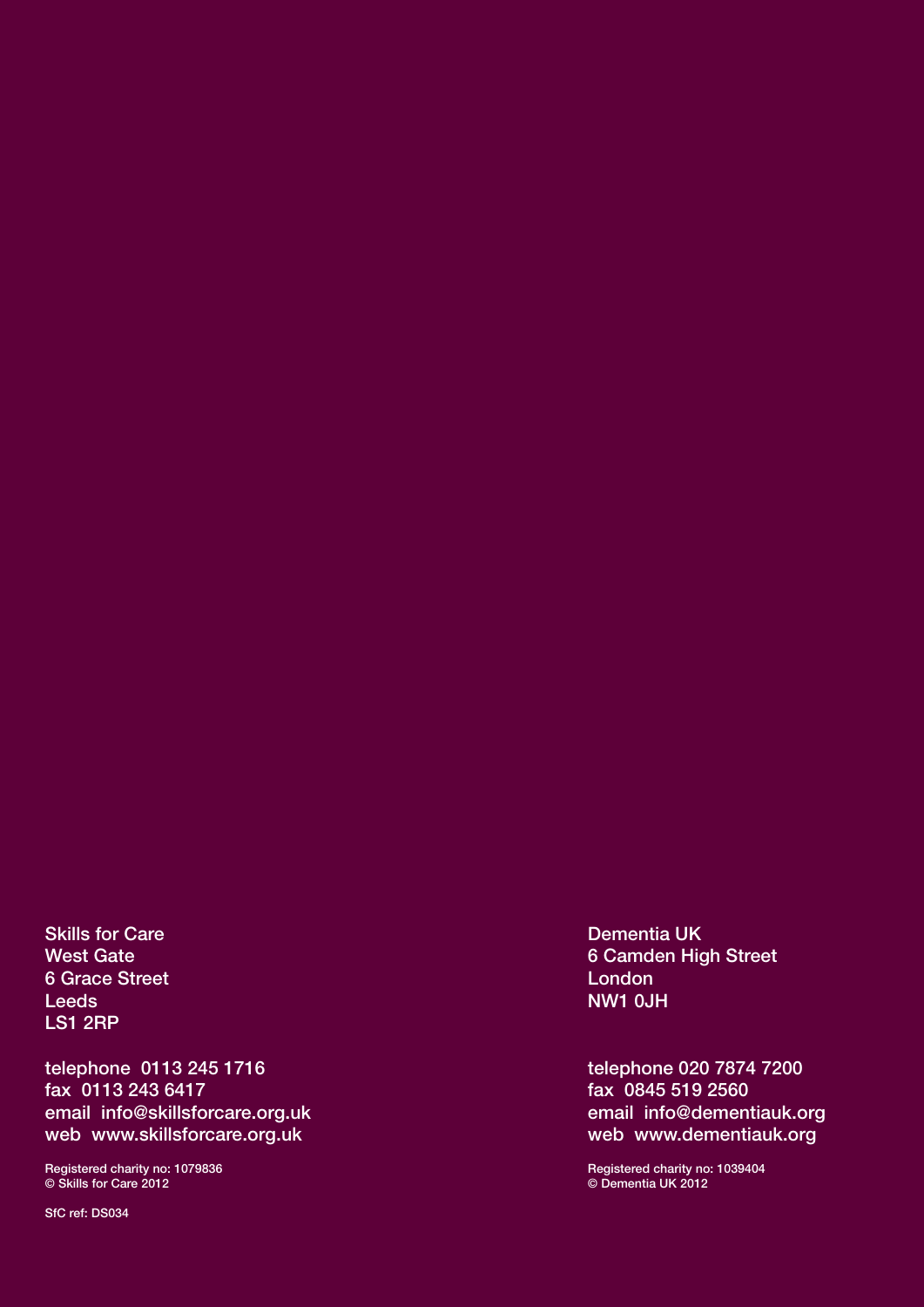Skills for Care
West Gate
6 Grace Street
Leeds
LS1 2RP

telephone 0113 245 1716
fax 0113 243 6417
email info@skillsforcare.org.uk
web www.skillsforcare.org.uk

Registered charity no: 1079836
© Skills for Care 2012

SfC ref: DS034

Dementia UK
6 Camden High Street
London
NW1 0JH

telephone 020 7874 7200
fax 0845 519 2560
email info@dementiauk.org
web www.dementiauk.org

Registered charity no: 1039404
© Dementia UK 2012